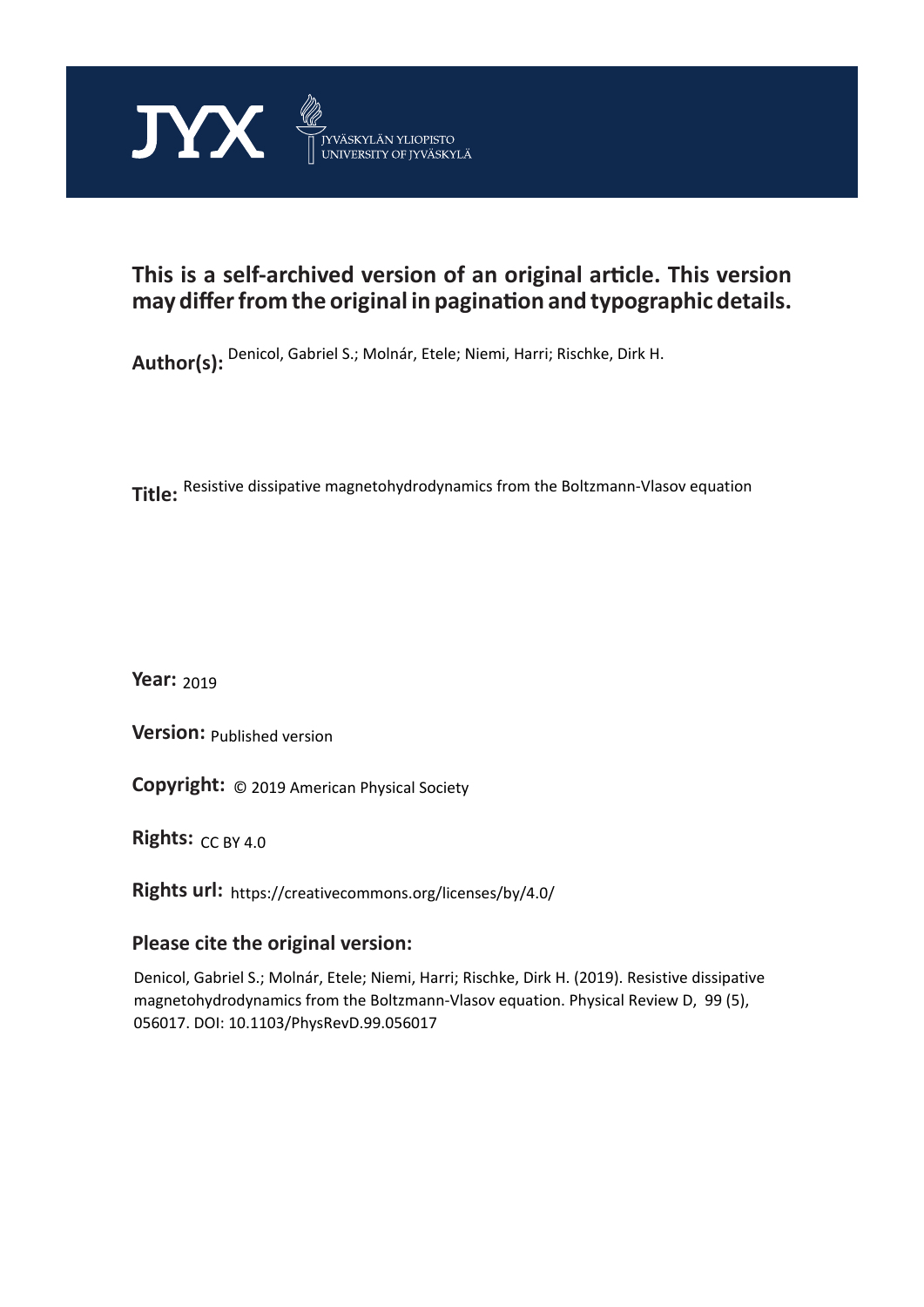JYX JYVÄSKYLÄN YLIOPISTO UNIVERSITY OF JYVÄSKYLÄ

# This is a self-archived version of an original article. This version may differ from the original in pagination and typographic details.

**Author(s):** Denicol, Gabriel S.; Molnár, Etele; Niemi, Harri; Rischke, Dirk H.

**Title:** Resistive dissipative magnetohydrodynamics from the Boltzmann-Vlasov equation

**Year:** 2019

**Version:** Published version

**Copyright:** © 2019 American Physical Society

**Rights:** CC BY 4.0

**Rights url:** https://creativecommons.org/licenses/by/4.0/

## Please cite the original version:

Denicol, Gabriel S.; Molnár, Etele; Niemi, Harri; Rischke, Dirk H. (2019). Resistive dissipative magnetohydrodynamics from the Boltzmann-Vlasov equation. Physical Review D, 99 (5), 056017. DOI: 10.1103/PhysRevD.99.056017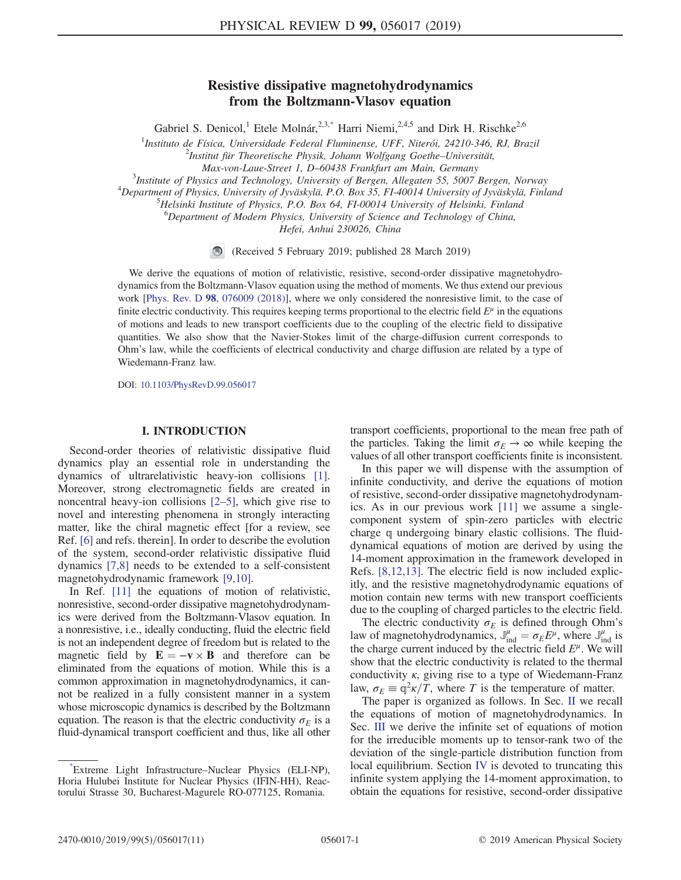# Resistive dissipative magnetohydrodynamics from the Boltzmann-Vlasov equation

Gabriel S. Denicol,[1] Etele Molnár,[2,3,*] Harri Niemi,[2,4,5] and Dirk H. Rischke[2,6]

[1] Instituto de Física, Universidade Federal Fluminense, UFF, Niterói, 24210-346, RJ, Brazil
[2] Institut für Theoretische Physik, Johann Wolfgang Goethe–Universität, Max-von-Laue-Street 1, D–60438 Frankfurt am Main, Germany
[3] Institute of Physics and Technology, University of Bergen, Allegaten 55, 5007 Bergen, Norway
[4] Department of Physics, University of Jyväskylä, P.O. Box 35, FI-40014 University of Jyväskylä, Finland
[5] Helsinki Institute of Physics, P.O. Box 64, FI-00014 University of Helsinki, Finland
[6] Department of Modern Physics, University of Science and Technology of China, Hefei, Anhui 230026, China

(Received 5 February 2019; published 28 March 2019)

We derive the equations of motion of relativistic, resistive, second-order dissipative magnetohydrodynamics from the Boltzmann-Vlasov equation using the method of moments. We thus extend our previous work [Phys. Rev. D **98**, 076009 (2018)], where we only considered the nonresistive limit, to the case of finite electric conductivity. This requires keeping terms proportional to the electric field $E^\mu$ in the equations of motions and leads to new transport coefficients due to the coupling of the electric field to dissipative quantities. We also show that the Navier-Stokes limit of the charge-diffusion current corresponds to Ohm's law, while the coefficients of electrical conductivity and charge diffusion are related by a type of Wiedemann-Franz law.

DOI: 10.1103/PhysRevD.99.056017

## I. INTRODUCTION

Second-order theories of relativistic dissipative fluid dynamics play an essential role in understanding the dynamics of ultrarelativistic heavy-ion collisions [1]. Moreover, strong electromagnetic fields are created in noncentral heavy-ion collisions [2–5], which give rise to novel and interesting phenomena in strongly interacting matter, like the chiral magnetic effect [for a review, see Ref. [6] and refs. therein]. In order to describe the evolution of the system, second-order relativistic dissipative fluid dynamics [7,8] needs to be extended to a self-consistent magnetohydrodynamic framework [9,10].

In Ref. [11] the equations of motion of relativistic, nonresistive, second-order dissipative magnetohydrodynamics were derived from the Boltzmann-Vlasov equation. In a nonresistive, i.e., ideally conducting, fluid the electric field is not an independent degree of freedom but is related to the magnetic field by $\mathbf{E} = -\mathbf{v} \times \mathbf{B}$ and therefore can be eliminated from the equations of motion. While this is a common approximation in magnetohydrodynamics, it cannot be realized in a fully consistent manner in a system whose microscopic dynamics is described by the Boltzmann equation. The reason is that the electric conductivity $\sigma_E$ is a fluid-dynamical transport coefficient and thus, like all other transport coefficients, proportional to the mean free path of the particles. Taking the limit $\sigma_E \to \infty$ while keeping the values of all other transport coefficients finite is inconsistent.

In this paper we will dispense with the assumption of infinite conductivity, and derive the equations of motion of resistive, second-order dissipative magnetohydrodynamics. As in our previous work [11] we assume a single-component system of spin-zero particles with electric charge $\mathbb{q}$ undergoing binary elastic collisions. The fluid-dynamical equations of motion are derived by using the 14-moment approximation in the framework developed in Refs. [8,12,13]. The electric field is now included explicitly, and the resistive magnetohydrodynamic equations of motion contain new terms with new transport coefficients due to the coupling of charged particles to the electric field.

The electric conductivity $\sigma_E$ is defined through Ohm's law of magnetohydrodynamics, $\mathbb{J}^\mu_{\text{ind}} = \sigma_E E^\mu$, where $\mathbb{J}^\mu_{\text{ind}}$ is the charge current induced by the electric field $E^\mu$. We will show that the electric conductivity is related to the thermal conductivity $\kappa$, giving rise to a type of Wiedemann-Franz law, $\sigma_E \equiv \mathbb{q}^2\kappa/T$, where $T$ is the temperature of matter.

The paper is organized as follows. In Sec. II we recall the equations of motion of magnetohydrodynamics. In Sec. III we derive the infinite set of equations of motion for the irreducible moments up to tensor-rank two of the deviation of the single-particle distribution function from local equilibrium. Section IV is devoted to truncating this infinite system applying the 14-moment approximation, to obtain the equations for resistive, second-order dissipative

* Extreme Light Infrastructure–Nuclear Physics (ELI-NP), Horia Hulubei Institute for Nuclear Physics (IFIN-HH), Reactorului Strasse 30, Bucharest-Magurele RO-077125, Romania.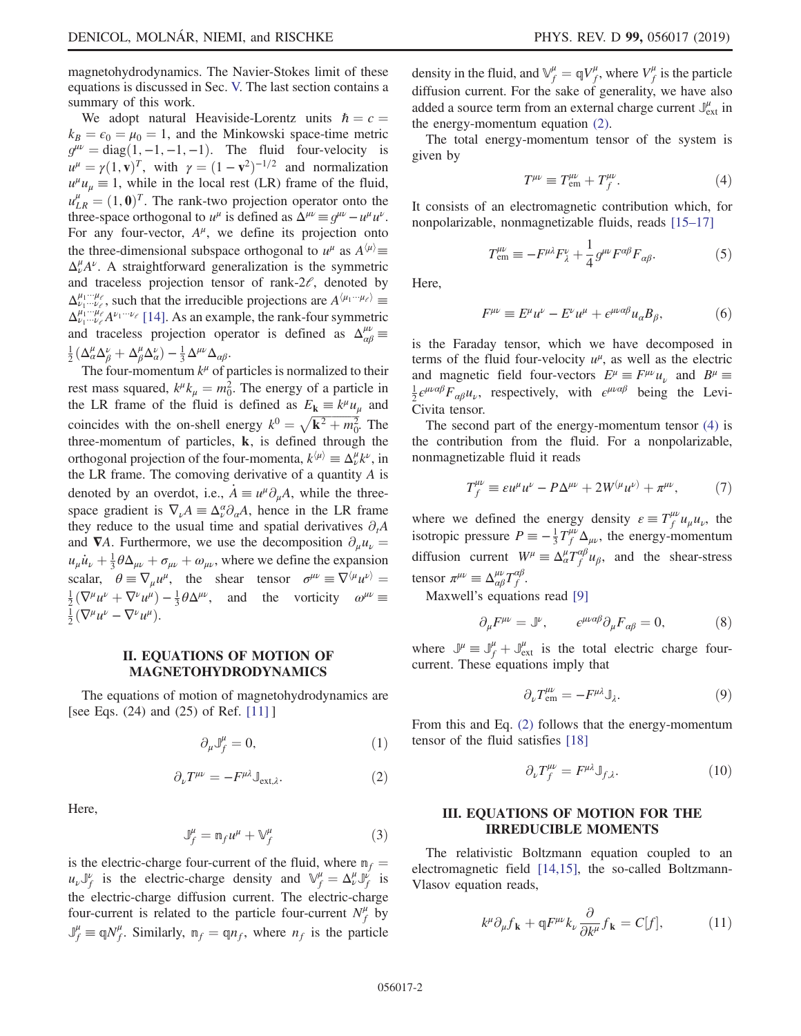magnetohydrodynamics. The Navier-Stokes limit of these equations is discussed in Sec. V. The last section contains a summary of this work.

We adopt natural Heaviside-Lorentz units $\hbar = c = k_B = \epsilon_0 = \mu_0 = 1$, and the Minkowski space-time metric $g^{\mu\nu} = \mathrm{diag}(1, -1, -1, -1)$. The fluid four-velocity is $u^\mu = \gamma(1, \mathbf{v})^T$, with $\gamma = (1 - \mathbf{v}^2)^{-1/2}$ and normalization $u^\mu u_\mu \equiv 1$, while in the local rest (LR) frame of the fluid, $u^\mu_{LR} = (1, \mathbf{0})^T$. The rank-two projection operator onto the three-space orthogonal to $u^\mu$ is defined as $\Delta^{\mu\nu} \equiv g^{\mu\nu} - u^\mu u^\nu$. For any four-vector, $A^\mu$, we define its projection onto the three-dimensional subspace orthogonal to $u^\mu$ as $A^{\langle\mu\rangle} \equiv \Delta^\mu_\nu A^\nu$. A straightforward generalization is the symmetric and traceless projection tensor of rank-$2\ell$, denoted by $\Delta^{\mu_1\cdots\mu_\ell}_{\nu_1\cdots\nu_\ell}$, such that the irreducible projections are $A^{\langle\mu_1\cdots\mu_\ell\rangle} \equiv \Delta^{\mu_1\cdots\mu_\ell}_{\nu_1\cdots\nu_\ell} A^{\nu_1\cdots\nu_\ell}$ [14]. As an example, the rank-four symmetric and traceless projection operator is defined as $\Delta^{\mu\nu}_{\alpha\beta} \equiv \frac{1}{2}(\Delta^\mu_\alpha \Delta^\nu_\beta + \Delta^\mu_\beta \Delta^\nu_\alpha) - \frac{1}{3}\Delta^{\mu\nu}\Delta_{\alpha\beta}$.

The four-momentum $k^\mu$ of particles is normalized to their rest mass squared, $k^\mu k_\mu = m_0^2$. The energy of a particle in the LR frame of the fluid is defined as $E_\mathbf{k} \equiv k^\mu u_\mu$ and coincides with the on-shell energy $k^0 = \sqrt{\mathbf{k}^2 + m_0^2}$. The three-momentum of particles, $\mathbf{k}$, is defined through the orthogonal projection of the four-momenta, $k^{\langle\mu\rangle} \equiv \Delta^\mu_\nu k^\nu$, in the LR frame. The comoving derivative of a quantity $A$ is denoted by an overdot, i.e., $\dot{A} \equiv u^\mu \partial_\mu A$, while the three-space gradient is $\nabla_\nu A \equiv \Delta^\alpha_\nu \partial_\alpha A$, hence in the LR frame they reduce to the usual time and spatial derivatives $\partial_t A$ and $\boldsymbol{\nabla} A$. Furthermore, we use the decomposition $\partial_\mu u_\nu = u_\mu \dot{u}_\nu + \frac{1}{3}\theta\Delta_{\mu\nu} + \sigma_{\mu\nu} + \omega_{\mu\nu}$, where we define the expansion scalar, $\theta \equiv \nabla_\mu u^\mu$, the shear tensor $\sigma^{\mu\nu} \equiv \nabla^{\langle\mu}u^{\nu\rangle} = \frac{1}{2}(\nabla^\mu u^\nu + \nabla^\nu u^\mu) - \frac{1}{3}\theta\Delta^{\mu\nu}$, and the vorticity $\omega^{\mu\nu} \equiv \frac{1}{2}(\nabla^\mu u^\nu - \nabla^\nu u^\mu)$.

## II. EQUATIONS OF MOTION OF MAGNETOHYDRODYNAMICS

The equations of motion of magnetohydrodynamics are [see Eqs. (24) and (25) of Ref. [11] ]

$$\partial_\mu \mathbb{J}^\mu_f = 0, \tag{1}$$

$$\partial_\nu T^{\mu\nu} = -F^{\mu\lambda}\mathbb{J}_{\mathrm{ext},\lambda}. \tag{2}$$

Here,

$$\mathbb{J}^\mu_f = \mathbb{n}_f u^\mu + \mathbb{V}^\mu_f \tag{3}$$

is the electric-charge four-current of the fluid, where $\mathbb{n}_f = u_\nu \mathbb{J}^\nu_f$ is the electric-charge density and $\mathbb{V}^\mu_f = \Delta^\mu_\nu \mathbb{J}^\nu_f$ is the electric-charge diffusion current. The electric-charge four-current is related to the particle four-current $N^\mu_f$ by $\mathbb{J}^\mu_f \equiv \mathbb{q} N^\mu_f$. Similarly, $\mathbb{n}_f = \mathbb{q} n_f$, where $n_f$ is the particle density in the fluid, and $\mathbb{V}^\mu_f = \mathbb{q} V^\mu_f$, where $V^\mu_f$ is the particle diffusion current. For the sake of generality, we have also added a source term from an external charge current $\mathbb{J}^\mu_{\mathrm{ext}}$ in the energy-momentum equation (2).

The total energy-momentum tensor of the system is given by

$$T^{\mu\nu} \equiv T^{\mu\nu}_{\mathrm{em}} + T^{\mu\nu}_f. \tag{4}$$

It consists of an electromagnetic contribution which, for nonpolarizable, nonmagnetizable fluids, reads [15–17]

$$T^{\mu\nu}_{\mathrm{em}} \equiv -F^{\mu\lambda}F^\nu_\lambda + \frac{1}{4}g^{\mu\nu}F^{\alpha\beta}F_{\alpha\beta}. \tag{5}$$

Here,

$$F^{\mu\nu} \equiv E^\mu u^\nu - E^\nu u^\mu + \epsilon^{\mu\nu\alpha\beta}u_\alpha B_\beta, \tag{6}$$

is the Faraday tensor, which we have decomposed in terms of the fluid four-velocity $u^\mu$, as well as the electric and magnetic field four-vectors $E^\mu \equiv F^{\mu\nu}u_\nu$ and $B^\mu \equiv \frac{1}{2}\epsilon^{\mu\nu\alpha\beta}F_{\alpha\beta}u_\nu$, respectively, with $\epsilon^{\mu\nu\alpha\beta}$ being the Levi-Civita tensor.

The second part of the energy-momentum tensor (4) is the contribution from the fluid. For a nonpolarizable, nonmagnetizable fluid it reads

$$T^{\mu\nu}_f \equiv \varepsilon u^\mu u^\nu - P\Delta^{\mu\nu} + 2W^{(\mu}u^{\nu)} + \pi^{\mu\nu}, \tag{7}$$

where we defined the energy density $\varepsilon \equiv T^{\mu\nu}_f u_\mu u_\nu$, the isotropic pressure $P \equiv -\frac{1}{3}T^{\mu\nu}_f \Delta_{\mu\nu}$, the energy-momentum diffusion current $W^\mu \equiv \Delta^\mu_\alpha T^{\alpha\beta}_f u_\beta$, and the shear-stress tensor $\pi^{\mu\nu} \equiv \Delta^{\mu\nu}_{\alpha\beta}T^{\alpha\beta}_f$.

Maxwell's equations read [9]

$$\partial_\mu F^{\mu\nu} = \mathbb{J}^\nu, \qquad \epsilon^{\mu\nu\alpha\beta}\partial_\mu F_{\alpha\beta} = 0, \tag{8}$$

where $\mathbb{J}^\mu \equiv \mathbb{J}^\mu_f + \mathbb{J}^\mu_{\mathrm{ext}}$ is the total electric charge four-current. These equations imply that

$$\partial_\nu T^{\mu\nu}_{\mathrm{em}} = -F^{\mu\lambda}\mathbb{J}_\lambda. \tag{9}$$

From this and Eq. (2) follows that the energy-momentum tensor of the fluid satisfies [18]

$$\partial_\nu T^{\mu\nu}_f = F^{\mu\lambda}\mathbb{J}_{f,\lambda}. \tag{10}$$

## III. EQUATIONS OF MOTION FOR THE IRREDUCIBLE MOMENTS

The relativistic Boltzmann equation coupled to an electromagnetic field [14,15], the so-called Boltzmann-Vlasov equation reads,

$$k^\mu \partial_\mu f_\mathbf{k} + \mathbb{q}F^{\mu\nu}k_\nu \frac{\partial}{\partial k^\mu}f_\mathbf{k} = C[f], \tag{11}$$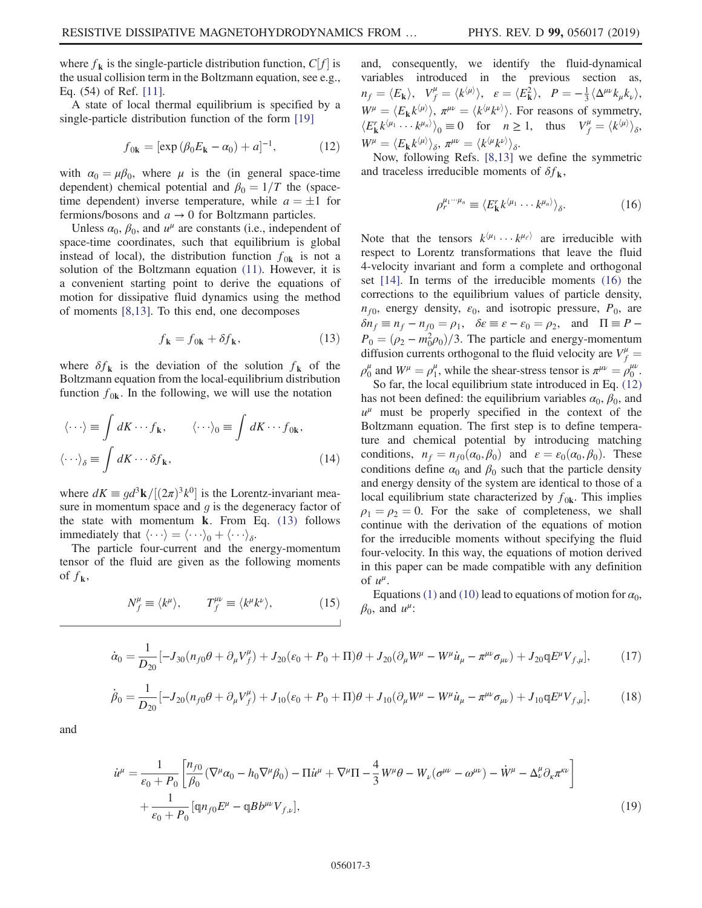where $f_{\mathbf{k}}$ is the single-particle distribution function, $C[f]$ is the usual collision term in the Boltzmann equation, see e.g., Eq. (54) of Ref. [11].

A state of local thermal equilibrium is specified by a single-particle distribution function of the form [19]

$$f_{0\mathbf{k}} = [\exp(\beta_0 E_{\mathbf{k}} - \alpha_0) + a]^{-1}, \tag{12}$$

with $\alpha_0 = \mu\beta_0$, where $\mu$ is the (in general space-time dependent) chemical potential and $\beta_0 = 1/T$ the (space-time dependent) inverse temperature, while $a = \pm 1$ for fermions/bosons and $a \to 0$ for Boltzmann particles.

Unless $\alpha_0$, $\beta_0$, and $u^\mu$ are constants (i.e., independent of space-time coordinates, such that equilibrium is global instead of local), the distribution function $f_{0\mathbf{k}}$ is not a solution of the Boltzmann equation (11). However, it is a convenient starting point to derive the equations of motion for dissipative fluid dynamics using the method of moments [8,13]. To this end, one decomposes

$$f_{\mathbf{k}} = f_{0\mathbf{k}} + \delta f_{\mathbf{k}}, \tag{13}$$

where $\delta f_{\mathbf{k}}$ is the deviation of the solution $f_{\mathbf{k}}$ of the Boltzmann equation from the local-equilibrium distribution function $f_{0\mathbf{k}}$. In the following, we will use the notation

$$\langle \cdots \rangle \equiv \int dK \cdots f_{\mathbf{k}}, \qquad \langle \cdots \rangle_0 \equiv \int dK \cdots f_{0\mathbf{k}},$$
$$\langle \cdots \rangle_\delta \equiv \int dK \cdots \delta f_{\mathbf{k}}, \tag{14}$$

where $dK \equiv g d^3\mathbf{k}/[(2\pi)^3 k^0]$ is the Lorentz-invariant measure in momentum space and $g$ is the degeneracy factor of the state with momentum $\mathbf{k}$. From Eq. (13) follows immediately that $\langle \cdots \rangle = \langle \cdots \rangle_0 + \langle \cdots \rangle_\delta$.

The particle four-current and the energy-momentum tensor of the fluid are given as the following moments of $f_{\mathbf{k}}$,

$$N_f^\mu \equiv \langle k^\mu \rangle, \qquad T_f^{\mu\nu} \equiv \langle k^\mu k^\nu \rangle, \tag{15}$$

and, consequently, we identify the fluid-dynamical variables introduced in the previous section as, $n_f = \langle E_{\mathbf{k}} \rangle$, $V_f^\mu = \langle k^{\langle\mu\rangle} \rangle$, $\varepsilon = \langle E_{\mathbf{k}}^2 \rangle$, $P = -\frac{1}{3}\langle \Delta^{\mu\nu} k_\mu k_\nu \rangle$, $W^\mu = \langle E_{\mathbf{k}} k^{\langle\mu\rangle} \rangle$, $\pi^{\mu\nu} = \langle k^{\langle\mu} k^{\nu\rangle} \rangle$. For reasons of symmetry, $\langle E_{\mathbf{k}}^r k^{\langle\mu_1} \cdots k^{\mu_n\rangle} \rangle_0 \equiv 0$ for $n \geq 1$, thus $V_f^\mu = \langle k^{\langle\mu\rangle} \rangle_\delta$, $W^\mu = \langle E_{\mathbf{k}} k^{\langle\mu\rangle} \rangle_\delta$, $\pi^{\mu\nu} = \langle k^{\langle\mu} k^{\nu\rangle} \rangle_\delta$.

Now, following Refs. [8,13] we define the symmetric and traceless irreducible moments of $\delta f_{\mathbf{k}}$,

$$\rho_r^{\mu_1\cdots\mu_n} \equiv \langle E_{\mathbf{k}}^r k^{\langle\mu_1} \cdots k^{\mu_n\rangle} \rangle_\delta. \tag{16}$$

Note that the tensors $k^{\langle\mu_1} \cdots k^{\mu_\ell\rangle}$ are irreducible with respect to Lorentz transformations that leave the fluid 4-velocity invariant and form a complete and orthogonal set [14]. In terms of the irreducible moments (16) the corrections to the equilibrium values of particle density, $n_{f0}$, energy density, $\varepsilon_0$, and isotropic pressure, $P_0$, are $\delta n_f \equiv n_f - n_{f0} = \rho_1$, $\delta\varepsilon \equiv \varepsilon - \varepsilon_0 = \rho_2$, and $\Pi \equiv P - P_0 = (\rho_2 - m_0^2\rho_0)/3$. The particle and energy-momentum diffusion currents orthogonal to the fluid velocity are $V_f^\mu = \rho_0^\mu$ and $W^\mu = \rho_1^\mu$, while the shear-stress tensor is $\pi^{\mu\nu} = \rho_0^{\mu\nu}$.

So far, the local equilibrium state introduced in Eq. (12) has not been defined: the equilibrium variables $\alpha_0$, $\beta_0$, and $u^\mu$ must be properly specified in the context of the Boltzmann equation. The first step is to define temperature and chemical potential by introducing matching conditions, $n_f = n_{f0}(\alpha_0, \beta_0)$ and $\varepsilon = \varepsilon_0(\alpha_0, \beta_0)$. These conditions define $\alpha_0$ and $\beta_0$ such that the particle density and energy density of the system are identical to those of a local equilibrium state characterized by $f_{0\mathbf{k}}$. This implies $\rho_1 = \rho_2 = 0$. For the sake of completeness, we shall continue with the derivation of the equations of motion for the irreducible moments without specifying the fluid four-velocity. In this way, the equations of motion derived in this paper can be made compatible with any definition of $u^\mu$.

Equations (1) and (10) lead to equations of motion for $\alpha_0$, $\beta_0$, and $u^\mu$:

$$\dot{\alpha}_0 = \frac{1}{D_{20}}[-J_{30}(n_{f0}\theta + \partial_\mu V_f^\mu) + J_{20}(\varepsilon_0 + P_0 + \Pi)\theta + J_{20}(\partial_\mu W^\mu - W^\mu \dot{u}_\mu - \pi^{\mu\nu}\sigma_{\mu\nu}) + J_{20}\mathfrak{q}E^\mu V_{f,\mu}], \tag{17}$$

$$\dot{\beta}_0 = \frac{1}{D_{20}}[-J_{20}(n_{f0}\theta + \partial_\mu V_f^\mu) + J_{10}(\varepsilon_0 + P_0 + \Pi)\theta + J_{10}(\partial_\mu W^\mu - W^\mu \dot{u}_\mu - \pi^{\mu\nu}\sigma_{\mu\nu}) + J_{10}\mathfrak{q}E^\mu V_{f,\mu}], \tag{18}$$

and

$$\dot{u}^\mu = \frac{1}{\varepsilon_0 + P_0}\left[\frac{n_{f0}}{\beta_0}(\nabla^\mu\alpha_0 - h_0\nabla^\mu\beta_0) - \Pi\dot{u}^\mu + \nabla^\mu\Pi - \frac{4}{3}W^\mu\theta - W_\nu(\sigma^{\mu\nu} - \omega^{\mu\nu}) - \dot{W}^\mu - \Delta_\nu^\mu\partial_\kappa\pi^{\kappa\nu}\right]$$
$$+ \frac{1}{\varepsilon_0 + P_0}[\mathfrak{q}n_{f0}E^\mu - \mathfrak{q}Bb^{\mu\nu}V_{f,\nu}], \tag{19}$$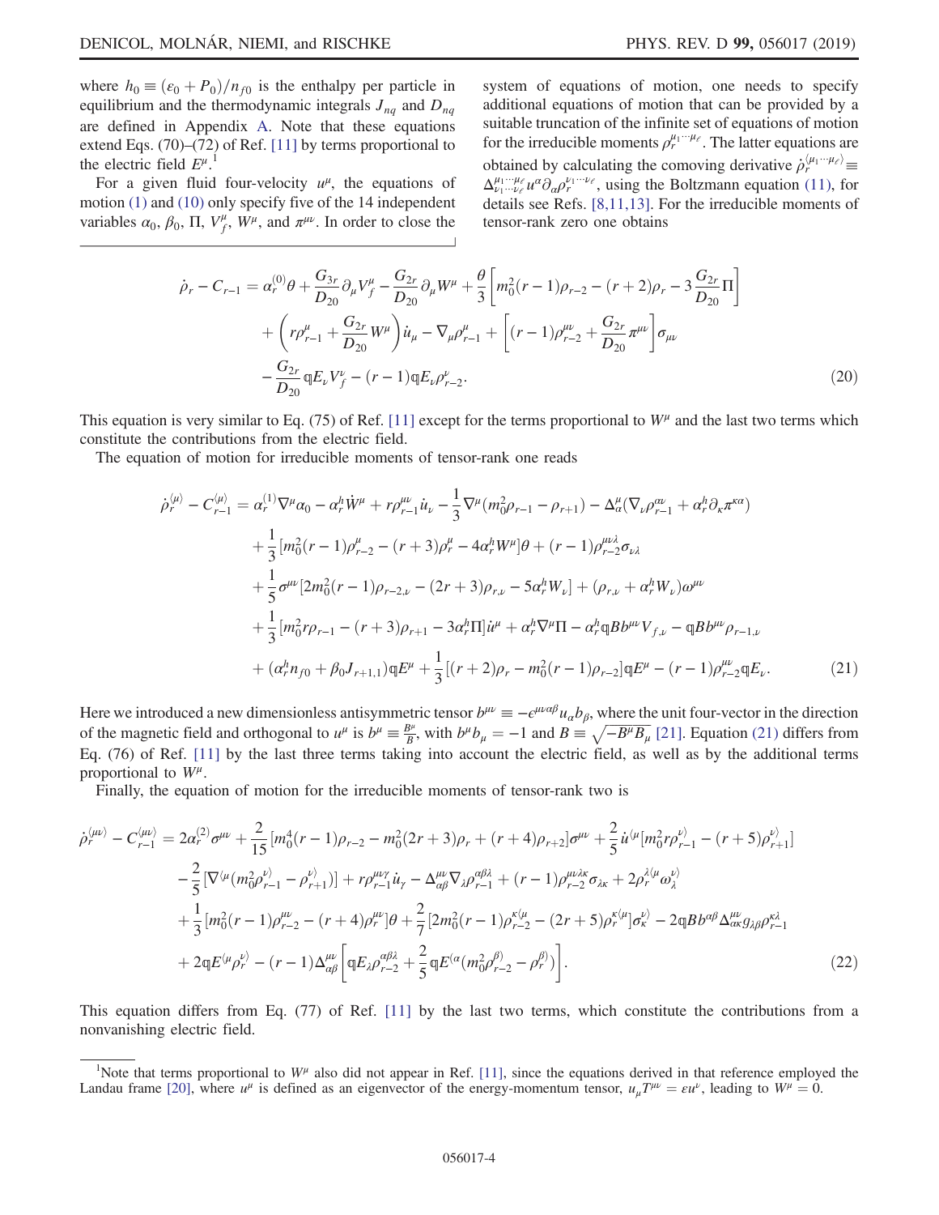where $h_0 \equiv (\varepsilon_0 + P_0)/n_{f0}$ is the enthalpy per particle in equilibrium and the thermodynamic integrals $J_{nq}$ and $D_{nq}$ are defined in Appendix A. Note that these equations extend Eqs. (70)–(72) of Ref. [11] by terms proportional to the electric field $E^\mu$.[1]

For a given fluid four-velocity $u^\mu$, the equations of motion (1) and (10) only specify five of the 14 independent variables $\alpha_0$, $\beta_0$, $\Pi$, $V_f^\mu$, $W^\mu$, and $\pi^{\mu\nu}$. In order to close the system of equations of motion, one needs to specify additional equations of motion that can be provided by a suitable truncation of the infinite set of equations of motion for the irreducible moments $\rho_r^{\mu_1\cdots\mu_\ell}$. The latter equations are obtained by calculating the comoving derivative $\dot{\rho}_r^{\langle\mu_1\cdots\mu_\ell\rangle} \equiv \Delta^{\mu_1\cdots\mu_\ell}_{\nu_1\cdots\nu_\ell} u^\alpha \partial_\alpha \rho_r^{\nu_1\cdots\nu_\ell}$, using the Boltzmann equation (11), for details see Refs. [8,11,13]. For the irreducible moments of tensor-rank zero one obtains

$$
\begin{aligned}
\dot{\rho}_r - C_{r-1} = {} & \alpha_r^{(0)}\theta + \frac{G_{3r}}{D_{20}}\partial_\mu V_f^\mu - \frac{G_{2r}}{D_{20}}\partial_\mu W^\mu + \frac{\theta}{3}\left[m_0^2(r-1)\rho_{r-2} - (r+2)\rho_r - 3\frac{G_{2r}}{D_{20}}\Pi\right] \\
& + \left(r\rho_{r-1}^\mu + \frac{G_{2r}}{D_{20}}W^\mu\right)\dot{u}_\mu - \nabla_\mu \rho_{r-1}^\mu + \left[(r-1)\rho_{r-2}^{\mu\nu} + \frac{G_{2r}}{D_{20}}\pi^{\mu\nu}\right]\sigma_{\mu\nu} \\
& - \frac{G_{2r}}{D_{20}}\mathfrak{q}E_\nu V_f^\nu - (r-1)\mathfrak{q}E_\nu \rho_{r-2}^\nu.
\end{aligned} \tag{20}
$$

This equation is very similar to Eq. (75) of Ref. [11] except for the terms proportional to $W^\mu$ and the last two terms which constitute the contributions from the electric field.

The equation of motion for irreducible moments of tensor-rank one reads

$$
\begin{aligned}
\dot{\rho}_r^{\langle\mu\rangle} - C_{r-1}^{\langle\mu\rangle} = {} & \alpha_r^{(1)}\nabla^\mu\alpha_0 - \alpha_r^h \dot{W}^\mu + r\rho_{r-1}^{\mu\nu}\dot{u}_\nu - \frac{1}{3}\nabla^\mu(m_0^2\rho_{r-1} - \rho_{r+1}) - \Delta^\mu_\alpha(\nabla_\nu \rho_{r-1}^{\alpha\nu} + \alpha_r^h \partial_\kappa \pi^{\kappa\alpha}) \\
& + \frac{1}{3}[m_0^2(r-1)\rho_{r-2}^\mu - (r+3)\rho_r^\mu - 4\alpha_r^h W^\mu]\theta + (r-1)\rho_{r-2}^{\mu\nu\lambda}\sigma_{\nu\lambda} \\
& + \frac{1}{5}\sigma^{\mu\nu}[2m_0^2(r-1)\rho_{r-2,\nu} - (2r+3)\rho_{r,\nu} - 5\alpha_r^h W_\nu] + (\rho_{r,\nu} + \alpha_r^h W_\nu)\omega^{\mu\nu} \\
& + \frac{1}{3}[m_0^2 r\rho_{r-1} - (r+3)\rho_{r+1} - 3\alpha_r^h\Pi]\dot{u}^\mu + \alpha_r^h\nabla^\mu\Pi - \alpha_r^h\mathfrak{q}Bb^{\mu\nu}V_{f,\nu} - \mathfrak{q}Bb^{\mu\nu}\rho_{r-1,\nu} \\
& + (\alpha_r^h n_{f0} + \beta_0 J_{r+1,1})\mathfrak{q}E^\mu + \frac{1}{3}[(r+2)\rho_r - m_0^2(r-1)\rho_{r-2}]\mathfrak{q}E^\mu - (r-1)\rho_{r-2}^{\mu\nu}\mathfrak{q}E_\nu.
\end{aligned} \tag{21}
$$

Here we introduced a new dimensionless antisymmetric tensor $b^{\mu\nu} \equiv -\epsilon^{\mu\nu\alpha\beta}u_\alpha b_\beta$, where the unit four-vector in the direction of the magnetic field and orthogonal to $u^\mu$ is $b^\mu \equiv \frac{B^\mu}{B}$, with $b^\mu b_\mu = -1$ and $B \equiv \sqrt{-B^\mu B_\mu}$ [21]. Equation (21) differs from Eq. (76) of Ref. [11] by the last three terms taking into account the electric field, as well as by the additional terms proportional to $W^\mu$.

Finally, the equation of motion for the irreducible moments of tensor-rank two is

$$
\begin{aligned}
\dot{\rho}_r^{\langle\mu\nu\rangle} - C_{r-1}^{\langle\mu\nu\rangle} = {} & 2\alpha_r^{(2)}\sigma^{\mu\nu} + \frac{2}{15}[m_0^4(r-1)\rho_{r-2} - m_0^2(2r+3)\rho_r + (r+4)\rho_{r+2}]\sigma^{\mu\nu} + \frac{2}{5}\dot{u}^{\langle\mu}[m_0^2 r\rho_{r-1}^{\nu\rangle} - (r+5)\rho_{r+1}^{\nu\rangle}] \\
& - \frac{2}{5}[\nabla^{\langle\mu}(m_0^2\rho_{r-1}^{\nu\rangle} - \rho_{r+1}^{\nu\rangle})] + r\rho_{r-1}^{\mu\nu\gamma}\dot{u}_\gamma - \Delta^{\mu\nu}_{\alpha\beta}\nabla_\lambda\rho_{r-1}^{\alpha\beta\lambda} + (r-1)\rho_{r-2}^{\mu\nu\lambda\kappa}\sigma_{\lambda\kappa} + 2\rho_r^{\lambda\langle\mu}\omega^{\nu\rangle}_{\ \lambda} \\
& + \frac{1}{3}[m_0^2(r-1)\rho_{r-2}^{\mu\nu} - (r+4)\rho_r^{\mu\nu}]\theta + \frac{2}{7}[2m_0^2(r-1)\rho_{r-2}^{\kappa\langle\mu} - (2r+5)\rho_r^{\kappa\langle\mu}]\sigma_\kappa^{\nu\rangle} - 2\mathfrak{q}Bb^{\alpha\beta}\Delta^{\mu\nu}_{\alpha\kappa}g_{\lambda\beta}\rho_{r-1}^{\kappa\lambda} \\
& + 2\mathfrak{q}E^{\langle\mu}\rho_r^{\nu\rangle} - (r-1)\Delta^{\mu\nu}_{\alpha\beta}\left[\mathfrak{q}E_\lambda\rho_{r-2}^{\alpha\beta\lambda} + \frac{2}{5}\mathfrak{q}E^{(\alpha}(m_0^2\rho_{r-2}^{\beta)} - \rho_r^{\beta)})\right].
\end{aligned} \tag{22}
$$

This equation differs from Eq. (77) of Ref. [11] by the last two terms, which constitute the contributions from a nonvanishing electric field.

---

[1] Note that terms proportional to $W^\mu$ also did not appear in Ref. [11], since the equations derived in that reference employed the Landau frame [20], where $u^\mu$ is defined as an eigenvector of the energy-momentum tensor, $u_\mu T^{\mu\nu} = \varepsilon u^\nu$, leading to $W^\mu = 0$.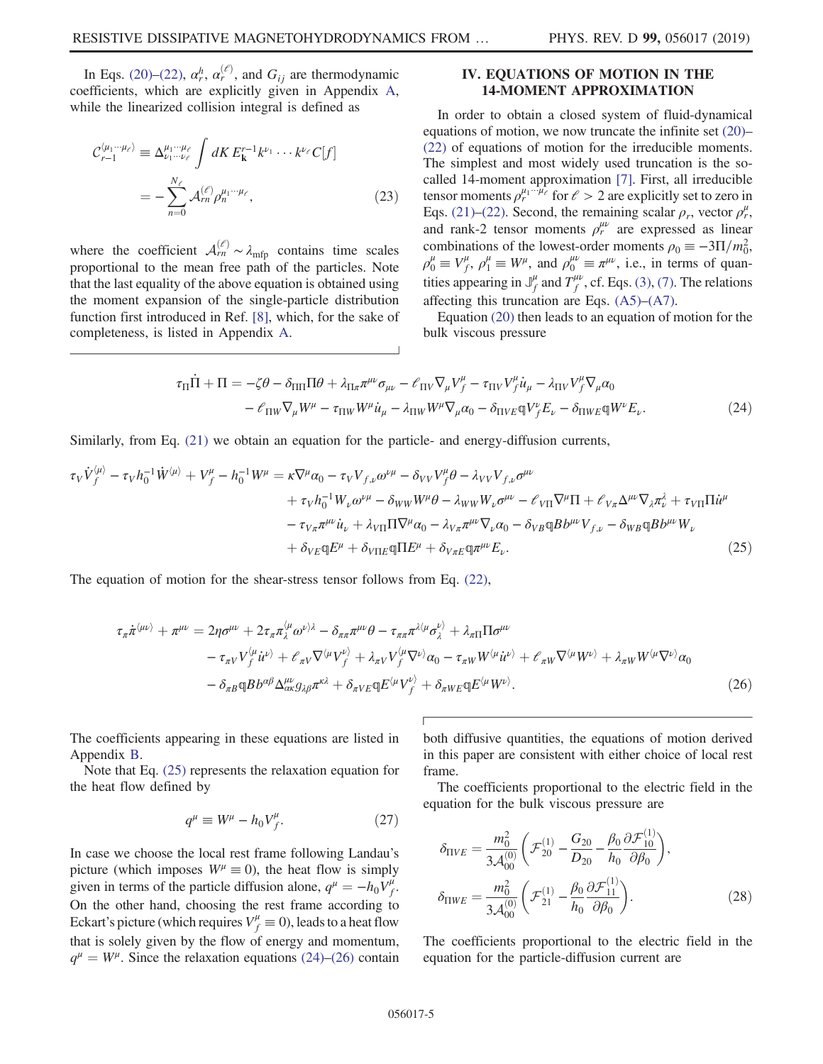In Eqs. (20)–(22), $\alpha_r^h$, $\alpha_r^{(\ell)}$, and $G_{ij}$ are thermodynamic coefficients, which are explicitly given in Appendix A, while the linearized collision integral is defined as

$$\mathcal{C}_{r-1}^{\langle\mu_1\cdots\mu_\ell\rangle} \equiv \Delta^{\mu_1\cdots\mu_\ell}_{\nu_1\cdots\nu_\ell}\int dK\, E_{\mathbf{k}}^{r-1}k^{\nu_1}\cdots k^{\nu_\ell}C[f] = -\sum_{n=0}^{N_\ell}\mathcal{A}_{rn}^{(\ell)}\rho_n^{\mu_1\cdots\mu_\ell}, \tag{23}$$

where the coefficient $\mathcal{A}_{rn}^{(\ell)} \sim \lambda_{\rm mfp}$ contains time scales proportional to the mean free path of the particles. Note that the last equality of the above equation is obtained using the moment expansion of the single-particle distribution function first introduced in Ref. [8], which, for the sake of completeness, is listed in Appendix A.

## IV. EQUATIONS OF MOTION IN THE 14-MOMENT APPROXIMATION

In order to obtain a closed system of fluid-dynamical equations of motion, we now truncate the infinite set (20)–(22) of equations of motion for the irreducible moments. The simplest and most widely used truncation is the so-called 14-moment approximation [7]. First, all irreducible tensor moments $\rho_r^{\mu_1\cdots\mu_\ell}$ for $\ell > 2$ are explicitly set to zero in Eqs. (21)–(22). Second, the remaining scalar $\rho_r$, vector $\rho_r^\mu$, and rank-2 tensor moments $\rho_r^{\mu\nu}$ are expressed as linear combinations of the lowest-order moments $\rho_0 \equiv -3\Pi/m_0^2$, $\rho_0^\mu \equiv V_f^\mu$, $\rho_1^\mu \equiv W^\mu$, and $\rho_0^{\mu\nu} \equiv \pi^{\mu\nu}$, i.e., in terms of quantities appearing in $\mathbb{J}_f^\mu$ and $T_f^{\mu\nu}$, cf. Eqs. (3), (7). The relations affecting this truncation are Eqs. (A5)–(A7).

Equation (20) then leads to an equation of motion for the bulk viscous pressure

$$\begin{aligned}\tau_\Pi\dot{\Pi} + \Pi = &-\zeta\theta - \delta_{\Pi\Pi}\Pi\theta + \lambda_{\Pi\pi}\pi^{\mu\nu}\sigma_{\mu\nu} - \ell_{\Pi V}\nabla_\mu V_f^\mu - \tau_{\Pi V}V_f^\mu\dot{u}_\mu - \lambda_{\Pi V}V_f^\mu\nabla_\mu\alpha_0 \\ &- \ell_{\Pi W}\nabla_\mu W^\mu - \tau_{\Pi W}W^\mu\dot{u}_\mu - \lambda_{\Pi W}W^\mu\nabla_\mu\alpha_0 - \delta_{\Pi VE}\mathfrak{q}V_f^\nu E_\nu - \delta_{\Pi WE}\mathfrak{q}W^\nu E_\nu.\end{aligned} \tag{24}$$

Similarly, from Eq. (21) we obtain an equation for the particle- and energy-diffusion currents,

$$\begin{aligned}\tau_V\dot{V}_f^{\langle\mu\rangle} - \tau_V h_0^{-1}\dot{W}^{\langle\mu\rangle} + V_f^\mu - h_0^{-1}W^\mu = &\,\kappa\nabla^\mu\alpha_0 - \tau_V V_{f,\nu}\omega^{\nu\mu} - \delta_{VV}V_f^\mu\theta - \lambda_{VV}V_{f,\nu}\sigma^{\mu\nu} \\ &+ \tau_V h_0^{-1}W_\nu\omega^{\nu\mu} - \delta_{WW}W^\mu\theta - \lambda_{WW}W_\nu\sigma^{\mu\nu} - \ell_{V\Pi}\nabla^\mu\Pi + \ell_{V\pi}\Delta^{\mu\nu}\nabla_\lambda\pi_\nu^\lambda + \tau_{V\Pi}\Pi\dot{u}^\mu \\ &- \tau_{V\pi}\pi^{\mu\nu}\dot{u}_\nu + \lambda_{V\Pi}\Pi\nabla^\mu\alpha_0 - \lambda_{V\pi}\pi^{\mu\nu}\nabla_\nu\alpha_0 - \delta_{VB}\mathfrak{q}Bb^{\mu\nu}V_{f,\nu} - \delta_{WB}\mathfrak{q}Bb^{\mu\nu}W_\nu \\ &+ \delta_{VE}\mathfrak{q}E^\mu + \delta_{V\Pi E}\mathfrak{q}\Pi E^\mu + \delta_{V\pi E}\mathfrak{q}\pi^{\mu\nu}E_\nu.\end{aligned} \tag{25}$$

The equation of motion for the shear-stress tensor follows from Eq. (22),

$$\begin{aligned}\tau_\pi\dot{\pi}^{\langle\mu\nu\rangle} + \pi^{\mu\nu} = &\,2\eta\sigma^{\mu\nu} + 2\tau_\pi\pi_\lambda^{\langle\mu}\omega^{\nu\rangle\lambda} - \delta_{\pi\pi}\pi^{\mu\nu}\theta - \tau_{\pi\pi}\pi^{\lambda\langle\mu}\sigma_\lambda^{\nu\rangle} + \lambda_{\pi\Pi}\Pi\sigma^{\mu\nu} \\ &- \tau_{\pi V}V_f^{\langle\mu}\dot{u}^{\nu\rangle} + \ell_{\pi V}\nabla^{\langle\mu}V_f^{\nu\rangle} + \lambda_{\pi V}V_f^{\langle\mu}\nabla^{\nu\rangle}\alpha_0 - \tau_{\pi W}W^{\langle\mu}\dot{u}^{\nu\rangle} + \ell_{\pi W}\nabla^{\langle\mu}W^{\nu\rangle} + \lambda_{\pi W}W^{\langle\mu}\nabla^{\nu\rangle}\alpha_0 \\ &- \delta_{\pi B}\mathfrak{q}Bb^{\alpha\beta}\Delta^{\mu\nu}_{\alpha\kappa}g_{\lambda\beta}\pi^{\kappa\lambda} + \delta_{\pi VE}\mathfrak{q}E^{\langle\mu}V_f^{\nu\rangle} + \delta_{\pi WE}\mathfrak{q}E^{\langle\mu}W^{\nu\rangle}.\end{aligned} \tag{26}$$

The coefficients appearing in these equations are listed in Appendix B.

Note that Eq. (25) represents the relaxation equation for the heat flow defined by

$$q^\mu \equiv W^\mu - h_0 V_f^\mu. \tag{27}$$

In case we choose the local rest frame following Landau's picture (which imposes $W^\mu \equiv 0$), the heat flow is simply given in terms of the particle diffusion alone, $q^\mu = -h_0 V_f^\mu$. On the other hand, choosing the rest frame according to Eckart's picture (which requires $V_f^\mu \equiv 0$), leads to a heat flow that is solely given by the flow of energy and momentum, $q^\mu = W^\mu$. Since the relaxation equations (24)–(26) contain both diffusive quantities, the equations of motion derived in this paper are consistent with either choice of local rest frame.

The coefficients proportional to the electric field in the equation for the bulk viscous pressure are

$$\begin{aligned}\delta_{\Pi VE} &= \frac{m_0^2}{3\mathcal{A}_{00}^{(0)}}\left(\mathcal{F}_{20}^{(1)} - \frac{G_{20}}{D_{20}} - \frac{\beta_0}{h_0}\frac{\partial\mathcal{F}_{10}^{(1)}}{\partial\beta_0}\right), \\ \delta_{\Pi WE} &= \frac{m_0^2}{3\mathcal{A}_{00}^{(0)}}\left(\mathcal{F}_{21}^{(1)} - \frac{\beta_0}{h_0}\frac{\partial\mathcal{F}_{11}^{(1)}}{\partial\beta_0}\right).\end{aligned} \tag{28}$$

The coefficients proportional to the electric field in the equation for the particle-diffusion current are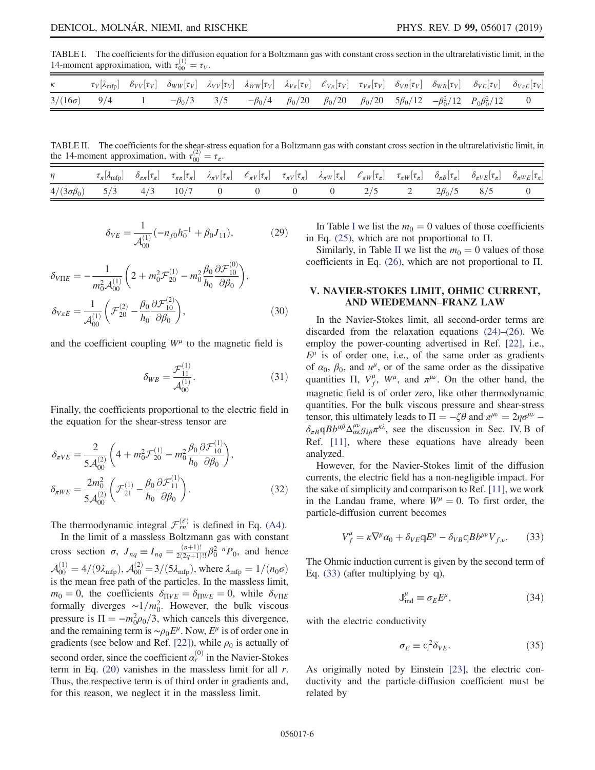TABLE I. The coefficients for the diffusion equation for a Boltzmann gas with constant cross section in the ultrarelativistic limit, in the 14-moment approximation, with $\tau_{00}^{(1)} = \tau_V$.

| $\kappa$ | $\tau_V[\lambda_{\text{mfp}}]$ | $\delta_{VV}[\tau_V]$ | $\delta_{WW}[\tau_V]$ | $\lambda_{VV}[\tau_V]$ | $\lambda_{WW}[\tau_V]$ | $\lambda_{V\pi}[\tau_V]$ | $\ell_{V\pi}[\tau_V]$ | $\tau_{V\pi}[\tau_V]$ | $\delta_{VB}[\tau_V]$ | $\delta_{WB}[\tau_V]$ | $\delta_{VE}[\tau_V]$ | $\delta_{V\pi E}[\tau_V]$ |
|---|---|---|---|---|---|---|---|---|---|---|---|---|
| $3/(16\sigma)$ | $9/4$ | 1 | $-\beta_0/3$ | $3/5$ | $-\beta_0/4$ | $\beta_0/20$ | $\beta_0/20$ | $\beta_0/20$ | $5\beta_0/12$ | $-\beta_0^2/12$ | $P_0\beta_0^2/12$ | 0 |

TABLE II. The coefficients for the shear-stress equation for a Boltzmann gas with constant cross section in the ultrarelativistic limit, in the 14-moment approximation, with $\tau_{00}^{(2)} = \tau_\pi$.

| $\eta$ | $\tau_\pi[\lambda_{\text{mfp}}]$ | $\delta_{\pi\pi}[\tau_\pi]$ | $\tau_{\pi\pi}[\tau_\pi]$ | $\lambda_{\pi V}[\tau_\pi]$ | $\ell_{\pi V}[\tau_\pi]$ | $\tau_{\pi V}[\tau_\pi]$ | $\lambda_{\pi W}[\tau_\pi]$ | $\ell_{\pi W}[\tau_\pi]$ | $\tau_{\pi W}[\tau_\pi]$ | $\delta_{\pi B}[\tau_\pi]$ | $\delta_{\pi VE}[\tau_\pi]$ | $\delta_{\pi WE}[\tau_\pi]$ |
|---|---|---|---|---|---|---|---|---|---|---|---|---|
| $4/(3\sigma\beta_0)$ | $5/3$ | $4/3$ | $10/7$ | 0 | 0 | 0 | 0 | $2/5$ | 2 | $2\beta_0/5$ | $8/5$ | 0 |

$$\delta_{VE} = \frac{1}{\mathcal{A}_{00}^{(1)}}(-n_{f0}h_0^{-1} + \beta_0 J_{11}), \tag{29}$$

$$\delta_{V\Pi E} = -\frac{1}{m_0^2 \mathcal{A}_{00}^{(1)}}\left(2 + m_0^2 \mathcal{F}_{20}^{(1)} - m_0^2 \frac{\beta_0}{h_0}\frac{\partial \mathcal{F}_{10}^{(0)}}{\partial \beta_0}\right),$$

$$\delta_{V\pi E} = \frac{1}{\mathcal{A}_{00}^{(1)}}\left(\mathcal{F}_{20}^{(2)} - \frac{\beta_0}{h_0}\frac{\partial \mathcal{F}_{10}^{(2)}}{\partial \beta_0}\right), \tag{30}$$

and the coefficient coupling $W^\mu$ to the magnetic field is

$$\delta_{WB} = \frac{\mathcal{F}_{11}^{(1)}}{\mathcal{A}_{00}^{(1)}}. \tag{31}$$

Finally, the coefficients proportional to the electric field in the equation for the shear-stress tensor are

$$\delta_{\pi VE} = \frac{2}{5\mathcal{A}_{00}^{(2)}}\left(4 + m_0^2 \mathcal{F}_{20}^{(1)} - m_0^2 \frac{\beta_0}{h_0}\frac{\partial \mathcal{F}_{10}^{(1)}}{\partial \beta_0}\right),$$

$$\delta_{\pi WE} = \frac{2m_0^2}{5\mathcal{A}_{00}^{(2)}}\left(\mathcal{F}_{21}^{(1)} - \frac{\beta_0}{h_0}\frac{\partial \mathcal{F}_{11}^{(1)}}{\partial \beta_0}\right). \tag{32}$$

The thermodynamic integral $\mathcal{F}_{rn}^{(\ell)}$ is defined in Eq. (A4).

In the limit of a massless Boltzmann gas with constant cross section $\sigma$, $J_{nq} \equiv I_{nq} = \frac{(n+1)!}{2(2q+1)!!}\beta_0^{2-n}P_0$, and hence $\mathcal{A}_{00}^{(1)} = 4/(9\lambda_{\text{mfp}})$, $\mathcal{A}_{00}^{(2)} = 3/(5\lambda_{\text{mfp}})$, where $\lambda_{\text{mfp}} = 1/(n_0\sigma)$ is the mean free path of the particles. In the massless limit, $m_0 = 0$, the coefficients $\delta_{\Pi VE} = \delta_{\Pi WE} = 0$, while $\delta_{V\Pi E}$ formally diverges $\sim 1/m_0^2$. However, the bulk viscous pressure is $\Pi = -m_0^2\rho_0/3$, which cancels this divergence, and the remaining term is $\sim \rho_0 E^\mu$. Now, $E^\mu$ is of order one in gradients (see below and Ref. [22]), while $\rho_0$ is actually of second order, since the coefficient $\alpha_r^{(0)}$ in the Navier-Stokes term in Eq. (20) vanishes in the massless limit for all $r$. Thus, the respective term is of third order in gradients and, for this reason, we neglect it in the massless limit.

In Table I we list the $m_0 = 0$ values of those coefficients in Eq. (25), which are not proportional to $\Pi$.

Similarly, in Table II we list the $m_0 = 0$ values of those coefficients in Eq. (26), which are not proportional to $\Pi$.

## V. NAVIER-STOKES LIMIT, OHMIC CURRENT, AND WIEDEMANN–FRANZ LAW

In the Navier-Stokes limit, all second-order terms are discarded from the relaxation equations (24)–(26). We employ the power-counting advertised in Ref. [22], i.e., $E^\mu$ is of order one, i.e., of the same order as gradients of $\alpha_0$, $\beta_0$, and $u^\mu$, or of the same order as the dissipative quantities $\Pi$, $V_f^\mu$, $W^\mu$, and $\pi^{\mu\nu}$. On the other hand, the magnetic field is of order zero, like other thermodynamic quantities. For the bulk viscous pressure and shear-stress tensor, this ultimately leads to $\Pi = -\zeta\theta$ and $\pi^{\mu\nu} = 2\eta\sigma^{\mu\nu} - \delta_{\pi B}\mathfrak{q}Bb^{\alpha\beta}\Delta^{\mu\nu}_{\alpha\kappa}g_{\lambda\beta}\pi^{\kappa\lambda}$, see the discussion in Sec. IV. B of Ref. [11], where these equations have already been analyzed.

However, for the Navier-Stokes limit of the diffusion currents, the electric field has a non-negligible impact. For the sake of simplicity and comparison to Ref. [11], we work in the Landau frame, where $W^\mu = 0$. To first order, the particle-diffusion current becomes

$$V_f^\mu = \kappa\nabla^\mu\alpha_0 + \delta_{VE}\mathfrak{q}E^\mu - \delta_{VB}\mathfrak{q}Bb^{\mu\nu}V_{f,\nu}. \tag{33}$$

The Ohmic induction current is given by the second term of Eq. (33) (after multiplying by $\mathfrak{q}$),

$$\mathbb{J}^\mu_{\text{ind}} \equiv \sigma_E E^\mu, \tag{34}$$

with the electric conductivity

$$\sigma_E \equiv \mathfrak{q}^2\delta_{VE}. \tag{35}$$

As originally noted by Einstein [23], the electric conductivity and the particle-diffusion coefficient must be related by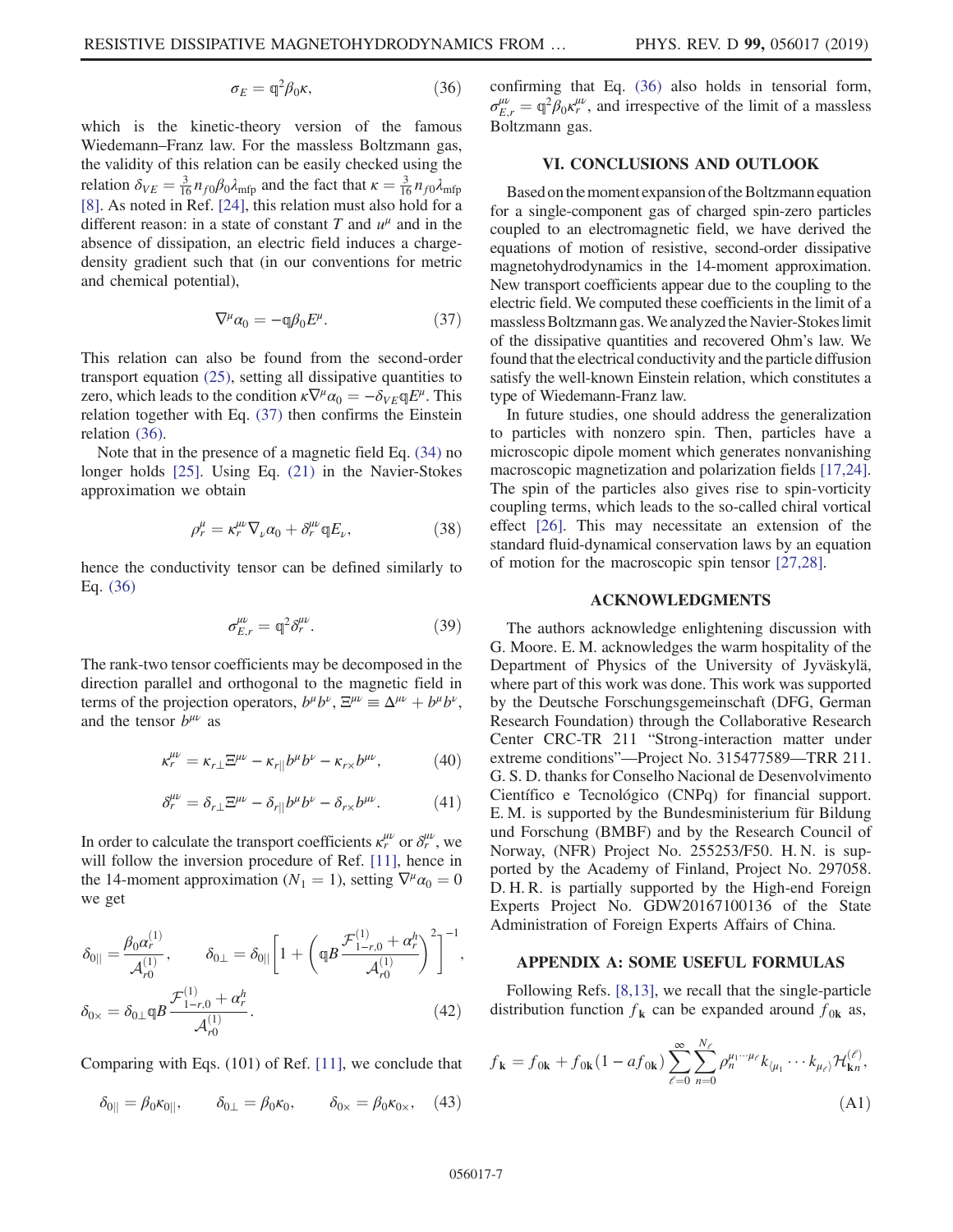$$\sigma_E = \mathfrak{q}^2 \beta_0 \kappa, \tag{36}$$

which is the kinetic-theory version of the famous Wiedemann–Franz law. For the massless Boltzmann gas, the validity of this relation can be easily checked using the relation $\delta_{VE} = \frac{3}{16} n_{f0} \beta_0 \lambda_{\rm mfp}$ and the fact that $\kappa = \frac{3}{16} n_{f0} \lambda_{\rm mfp}$ [8]. As noted in Ref. [24], this relation must also hold for a different reason: in a state of constant $T$ and $u^\mu$ and in the absence of dissipation, an electric field induces a charge-density gradient such that (in our conventions for metric and chemical potential),

$$\nabla^\mu \alpha_0 = -\mathfrak{q} \beta_0 E^\mu. \tag{37}$$

This relation can also be found from the second-order transport equation (25), setting all dissipative quantities to zero, which leads to the condition $\kappa \nabla^\mu \alpha_0 = -\delta_{VE} \mathfrak{q} E^\mu$. This relation together with Eq. (37) then confirms the Einstein relation (36).

Note that in the presence of a magnetic field Eq. (34) no longer holds [25]. Using Eq. (21) in the Navier-Stokes approximation we obtain

$$\rho_r^\mu = \kappa_r^{\mu\nu} \nabla_\nu \alpha_0 + \delta_r^{\mu\nu} \mathfrak{q} E_\nu, \tag{38}$$

hence the conductivity tensor can be defined similarly to Eq. (36)

$$\sigma_{E,r}^{\mu\nu} = \mathfrak{q}^2 \delta_r^{\mu\nu}. \tag{39}$$

The rank-two tensor coefficients may be decomposed in the direction parallel and orthogonal to the magnetic field in terms of the projection operators, $b^\mu b^\nu$, $\Xi^{\mu\nu} \equiv \Delta^{\mu\nu} + b^\mu b^\nu$, and the tensor $b^{\mu\nu}$ as

$$\kappa_r^{\mu\nu} = \kappa_{r\perp} \Xi^{\mu\nu} - \kappa_{r||} b^\mu b^\nu - \kappa_{r\times} b^{\mu\nu}, \tag{40}$$

$$\delta_r^{\mu\nu} = \delta_{r\perp} \Xi^{\mu\nu} - \delta_{r||} b^\mu b^\nu - \delta_{r\times} b^{\mu\nu}. \tag{41}$$

In order to calculate the transport coefficients $\kappa_r^{\mu\nu}$ or $\delta_r^{\mu\nu}$, we will follow the inversion procedure of Ref. [11], hence in the 14-moment approximation ($N_1 = 1$), setting $\nabla^\mu \alpha_0 = 0$ we get

$$\delta_{0||} = \frac{\beta_0 \alpha_r^{(1)}}{\mathcal{A}_{r0}^{(1)}}, \qquad \delta_{0\perp} = \delta_{0||} \left[ 1 + \left( \mathfrak{q} B \frac{\mathcal{F}_{1-r,0}^{(1)} + \alpha_r^h}{\mathcal{A}_{r0}^{(1)}} \right)^2 \right]^{-1},$$
$$\delta_{0\times} = \delta_{0\perp} \mathfrak{q} B \frac{\mathcal{F}_{1-r,0}^{(1)} + \alpha_r^h}{\mathcal{A}_{r0}^{(1)}}. \tag{42}$$

Comparing with Eqs. (101) of Ref. [11], we conclude that

$$\delta_{0||} = \beta_0 \kappa_{0||}, \qquad \delta_{0\perp} = \beta_0 \kappa_0, \qquad \delta_{0\times} = \beta_0 \kappa_{0\times}, \tag{43}$$

confirming that Eq. (36) also holds in tensorial form, $\sigma_{E,r}^{\mu\nu} = \mathfrak{q}^2 \beta_0 \kappa_r^{\mu\nu}$, and irrespective of the limit of a massless Boltzmann gas.

## VI. CONCLUSIONS AND OUTLOOK

Based on the moment expansion of the Boltzmann equation for a single-component gas of charged spin-zero particles coupled to an electromagnetic field, we have derived the equations of motion of resistive, second-order dissipative magnetohydrodynamics in the 14-moment approximation. New transport coefficients appear due to the coupling to the electric field. We computed these coefficients in the limit of a massless Boltzmann gas. We analyzed the Navier-Stokes limit of the dissipative quantities and recovered Ohm's law. We found that the electrical conductivity and the particle diffusion satisfy the well-known Einstein relation, which constitutes a type of Wiedemann-Franz law.

In future studies, one should address the generalization to particles with nonzero spin. Then, particles have a microscopic dipole moment which generates nonvanishing macroscopic magnetization and polarization fields [17,24]. The spin of the particles also gives rise to spin-vorticity coupling terms, which leads to the so-called chiral vortical effect [26]. This may necessitate an extension of the standard fluid-dynamical conservation laws by an equation of motion for the macroscopic spin tensor [27,28].

## ACKNOWLEDGMENTS

The authors acknowledge enlightening discussion with G. Moore. E. M. acknowledges the warm hospitality of the Department of Physics of the University of Jyväskylä, where part of this work was done. This work was supported by the Deutsche Forschungsgemeinschaft (DFG, German Research Foundation) through the Collaborative Research Center CRC-TR 211 "Strong-interaction matter under extreme conditions"—Project No. 315477589—TRR 211. G. S. D. thanks for Conselho Nacional de Desenvolvimento Científico e Tecnológico (CNPq) for financial support. E. M. is supported by the Bundesministerium für Bildung und Forschung (BMBF) and by the Research Council of Norway, (NFR) Project No. 255253/F50. H. N. is supported by the Academy of Finland, Project No. 297058. D. H. R. is partially supported by the High-end Foreign Experts Project No. GDW20167100136 of the State Administration of Foreign Experts Affairs of China.

## APPENDIX A: SOME USEFUL FORMULAS

Following Refs. [8,13], we recall that the single-particle distribution function $f_{\mathbf{k}}$ can be expanded around $f_{0\mathbf{k}}$ as,

$$f_{\mathbf{k}} = f_{0\mathbf{k}} + f_{0\mathbf{k}}(1 - a f_{0\mathbf{k}}) \sum_{\ell=0}^{\infty} \sum_{n=0}^{N_\ell} \rho_n^{\mu_1 \cdots \mu_\ell} k_{\langle \mu_1} \cdots k_{\mu_\ell \rangle} \mathcal{H}_{\mathbf{k}n}^{(\ell)}, \tag{A1}$$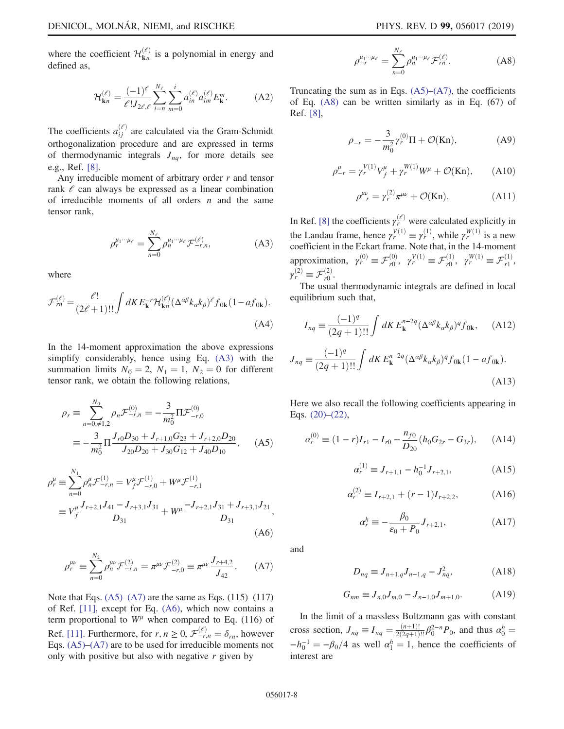where the coefficient $\mathcal{H}_{\mathbf{k}n}^{(\ell)}$ is a polynomial in energy and defined as,

$$\mathcal{H}_{\mathbf{k}n}^{(\ell)} = \frac{(-1)^\ell}{\ell! J_{2\ell,\ell}} \sum_{i=n}^{N_\ell} \sum_{m=0}^{i} a_{in}^{(\ell)} a_{im}^{(\ell)} E_{\mathbf{k}}^m. \tag{A2}$$

The coefficients $a_{ij}^{(\ell)}$ are calculated via the Gram-Schmidt orthogonalization procedure and are expressed in terms of thermodynamic integrals $J_{nq}$, for more details see e.g., Ref. [8].

Any irreducible moment of arbitrary order $r$ and tensor rank $\ell$ can always be expressed as a linear combination of irreducible moments of all orders $n$ and the same tensor rank,

$$\rho_r^{\mu_1\cdots\mu_\ell} = \sum_{n=0}^{N_\ell} \rho_n^{\mu_1\cdots\mu_\ell} \mathcal{F}_{-r,n}^{(\ell)}, \tag{A3}$$

where

$$\mathcal{F}_{rn}^{(\ell)} = \frac{\ell!}{(2\ell+1)!!} \int dK\, E_{\mathbf{k}}^{-r} \mathcal{H}_{\mathbf{k}n}^{(\ell)} (\Delta^{\alpha\beta} k_\alpha k_\beta)^\ell f_{0\mathbf{k}} (1 - a f_{0\mathbf{k}}). \tag{A4}$$

In the 14-moment approximation the above expressions simplify considerably, hence using Eq. (A3) with the summation limits $N_0 = 2$, $N_1 = 1$, $N_2 = 0$ for different tensor rank, we obtain the following relations,

$$\begin{aligned}\rho_r &\equiv \sum_{n=0,\neq 1,2}^{N_0} \rho_n \mathcal{F}_{-r,n}^{(0)} = -\frac{3}{m_0^2} \Pi \mathcal{F}_{-r,0}^{(0)} \\ &\equiv -\frac{3}{m_0^2} \Pi \frac{J_{r0} D_{30} + J_{r+1,0} G_{23} + J_{r+2,0} D_{20}}{J_{20} D_{20} + J_{30} G_{12} + J_{40} D_{10}}, \end{aligned} \tag{A5}$$

$$\begin{aligned}\rho_r^\mu &\equiv \sum_{n=0}^{N_1} \rho_n^\mu \mathcal{F}_{-r,n}^{(1)} = V_f^\mu \mathcal{F}_{-r,0}^{(1)} + W^\mu \mathcal{F}_{-r,1}^{(1)} \\ &\equiv V_f^\mu \frac{J_{r+2,1} J_{41} - J_{r+3,1} J_{31}}{D_{31}} + W^\mu \frac{-J_{r+2,1} J_{31} + J_{r+3,1} J_{21}}{D_{31}}, \end{aligned} \tag{A6}$$

$$\rho_r^{\mu\nu} \equiv \sum_{n=0}^{N_2} \rho_n^{\mu\nu} \mathcal{F}_{-r,n}^{(2)} = \pi^{\mu\nu} \mathcal{F}_{-r,0}^{(2)} \equiv \pi^{\mu\nu} \frac{J_{r+4,2}}{J_{42}}. \tag{A7}$$

Note that Eqs. (A5)–(A7) are the same as Eqs. (115)–(117) of Ref. [11], except for Eq. (A6), which now contains a term proportional to $W^\mu$ when compared to Eq. (116) of Ref. [11]. Furthermore, for $r, n \geq 0$, $\mathcal{F}_{-r,n}^{(\ell)} = \delta_{rn}$, however Eqs. (A5)–(A7) are to be used for irreducible moments not only with positive but also with negative $r$ given by

$$\rho_{-r}^{\mu_1\cdots\mu_\ell} = \sum_{n=0}^{N_\ell} \rho_n^{\mu_1\cdots\mu_\ell} \mathcal{F}_{rn}^{(\ell)}. \tag{A8}$$

Truncating the sum as in Eqs. (A5)–(A7), the coefficients of Eq. (A8) can be written similarly as in Eq. (67) of Ref. [8],

$$\rho_{-r} = -\frac{3}{m_0^2} \gamma_r^{(0)} \Pi + \mathcal{O}(\mathrm{Kn}), \tag{A9}$$

$$\rho_{-r}^\mu = \gamma_r^{V(1)} V_f^\mu + \gamma_r^{W(1)} W^\mu + \mathcal{O}(\mathrm{Kn}), \tag{A10}$$

$$\rho_{-r}^{\mu\nu} = \gamma_r^{(2)} \pi^{\mu\nu} + \mathcal{O}(\mathrm{Kn}). \tag{A11}$$

In Ref. [8] the coefficients $\gamma_r^{(\ell)}$ were calculated explicitly in the Landau frame, hence $\gamma_r^{V(1)} \equiv \gamma_r^{(1)}$, while $\gamma_r^{W(1)}$ is a new coefficient in the Eckart frame. Note that, in the 14-moment approximation, $\gamma_r^{(0)} \equiv \mathcal{F}_{r0}^{(0)}$, $\gamma_r^{V(1)} \equiv \mathcal{F}_{r0}^{(1)}$, $\gamma_r^{W(1)} \equiv \mathcal{F}_{r1}^{(1)}$, $\gamma_r^{(2)} \equiv \mathcal{F}_{r0}^{(2)}$.

The usual thermodynamic integrals are defined in local equilibrium such that,

$$I_{nq} \equiv \frac{(-1)^q}{(2q+1)!!} \int dK\, E_{\mathbf{k}}^{n-2q} (\Delta^{\alpha\beta} k_\alpha k_\beta)^q f_{0\mathbf{k}}, \tag{A12}$$

$$J_{nq} \equiv \frac{(-1)^q}{(2q+1)!!} \int dK\, E_{\mathbf{k}}^{n-2q} (\Delta^{\alpha\beta} k_\alpha k_\beta)^q f_{0\mathbf{k}} (1 - a f_{0\mathbf{k}}). \tag{A13}$$

Here we also recall the following coefficients appearing in Eqs. (20)–(22),

$$\alpha_r^{(0)} \equiv (1-r) I_{r1} - I_{r0} - \frac{n_{f0}}{D_{20}} (h_0 G_{2r} - G_{3r}), \tag{A14}$$

$$\alpha_r^{(1)} \equiv J_{r+1,1} - h_0^{-1} J_{r+2,1}, \tag{A15}$$

$$\alpha_r^{(2)} \equiv I_{r+2,1} + (r-1) I_{r+2,2}, \tag{A16}$$

$$\alpha_r^h \equiv -\frac{\beta_0}{\varepsilon_0 + P_0} J_{r+2,1}, \tag{A17}$$

and

$$D_{nq} \equiv J_{n+1,q} J_{n-1,q} - J_{nq}^2, \tag{A18}$$

$$G_{nm} \equiv J_{n,0} J_{m,0} - J_{n-1,0} J_{m+1,0}. \tag{A19}$$

In the limit of a massless Boltzmann gas with constant cross section, $J_{nq} \equiv I_{nq} = \frac{(n+1)!}{2(2q+1)!!} \beta_0^{2-n} P_0$, and thus $\alpha_0^h = -h_0^{-1} = -\beta_0/4$ as well $\alpha_1^h = 1$, hence the coefficients of interest are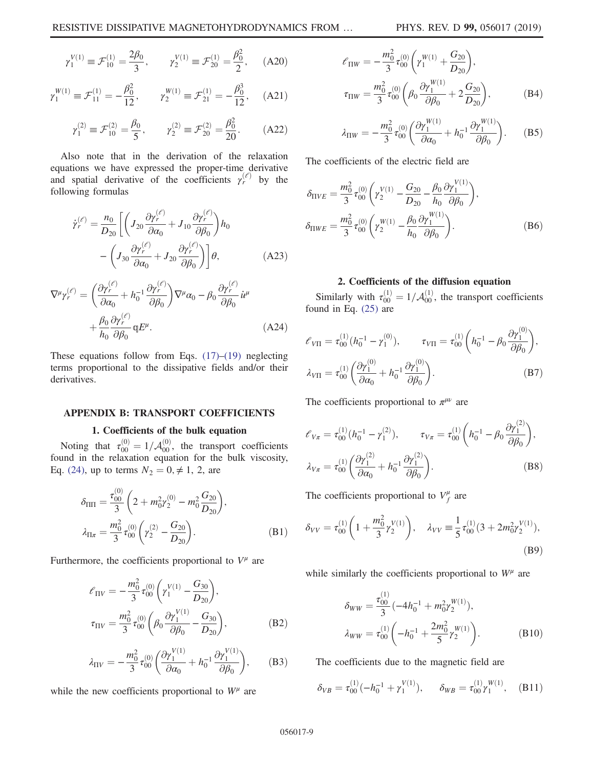$$\gamma_1^{V(1)} \equiv \mathcal{F}_{10}^{(1)} = \frac{2\beta_0}{3}, \qquad \gamma_2^{V(1)} \equiv \mathcal{F}_{20}^{(1)} = \frac{\beta_0^2}{2}, \tag{A20}$$

$$\gamma_1^{W(1)} \equiv \mathcal{F}_{11}^{(1)} = -\frac{\beta_0^2}{12}, \qquad \gamma_2^{W(1)} \equiv \mathcal{F}_{21}^{(1)} = -\frac{\beta_0^3}{12}, \tag{A21}$$

$$\gamma_1^{(2)} \equiv \mathcal{F}_{10}^{(2)} = \frac{\beta_0}{5}, \qquad \gamma_2^{(2)} \equiv \mathcal{F}_{20}^{(2)} = \frac{\beta_0^2}{20}. \tag{A22}$$

Also note that in the derivation of the relaxation equations we have expressed the proper-time derivative and spatial derivative of the coefficients $\gamma_r^{(\ell)}$ by the following formulas

$$\dot{\gamma}_r^{(\ell)} = \frac{n_0}{D_{20}}\left[\left(J_{20}\frac{\partial \gamma_r^{(\ell)}}{\partial \alpha_0} + J_{10}\frac{\partial \gamma_r^{(\ell)}}{\partial \beta_0}\right)h_0 - \left(J_{30}\frac{\partial \gamma_r^{(\ell)}}{\partial \alpha_0} + J_{20}\frac{\partial \gamma_r^{(\ell)}}{\partial \beta_0}\right)\right]\theta, \tag{A23}$$

$$\nabla^\mu \gamma_r^{(\ell)} = \left(\frac{\partial \gamma_r^{(\ell)}}{\partial \alpha_0} + h_0^{-1}\frac{\partial \gamma_r^{(\ell)}}{\partial \beta_0}\right)\nabla^\mu \alpha_0 - \beta_0 \frac{\partial \gamma_r^{(\ell)}}{\partial \beta_0}\dot{u}^\mu + \frac{\beta_0}{h_0}\frac{\partial \gamma_r^{(\ell)}}{\partial \beta_0}\mathfrak{q}E^\mu. \tag{A24}$$

These equations follow from Eqs. (17)–(19) neglecting terms proportional to the dissipative fields and/or their derivatives.

## APPENDIX B: TRANSPORT COEFFICIENTS

### 1. Coefficients of the bulk equation

Noting that $\tau_{00}^{(0)} = 1/\mathcal{A}_{00}^{(0)}$, the transport coefficients found in the relaxation equation for the bulk viscosity, Eq. (24), up to terms $N_2 = 0, \neq 1, 2$, are

$$\delta_{\Pi\Pi} = \frac{\tau_{00}^{(0)}}{3}\left(2 + m_0^2\gamma_2^{(0)} - m_0^2\frac{G_{20}}{D_{20}}\right),$$
$$\lambda_{\Pi\pi} = \frac{m_0^2}{3}\tau_{00}^{(0)}\left(\gamma_2^{(2)} - \frac{G_{20}}{D_{20}}\right). \tag{B1}$$

Furthermore, the coefficients proportional to $V^\mu$ are

$$\ell_{\Pi V} = -\frac{m_0^2}{3}\tau_{00}^{(0)}\left(\gamma_1^{V(1)} - \frac{G_{30}}{D_{20}}\right),$$
$$\tau_{\Pi V} = \frac{m_0^2}{3}\tau_{00}^{(0)}\left(\beta_0\frac{\partial \gamma_1^{V(1)}}{\partial \beta_0} - \frac{G_{30}}{D_{20}}\right), \tag{B2}$$

$$\lambda_{\Pi V} = -\frac{m_0^2}{3}\tau_{00}^{(0)}\left(\frac{\partial \gamma_1^{V(1)}}{\partial \alpha_0} + h_0^{-1}\frac{\partial \gamma_1^{V(1)}}{\partial \beta_0}\right), \tag{B3}$$

while the new coefficients proportional to $W^\mu$ are

$$\ell_{\Pi W} = -\frac{m_0^2}{3}\tau_{00}^{(0)}\left(\gamma_1^{W(1)} + \frac{G_{20}}{D_{20}}\right),$$
$$\tau_{\Pi W} = \frac{m_0^2}{3}\tau_{00}^{(0)}\left(\beta_0\frac{\partial \gamma_1^{W(1)}}{\partial \beta_0} + 2\frac{G_{20}}{D_{20}}\right), \tag{B4}$$

$$\lambda_{\Pi W} = -\frac{m_0^2}{3}\tau_{00}^{(0)}\left(\frac{\partial \gamma_1^{W(1)}}{\partial \alpha_0} + h_0^{-1}\frac{\partial \gamma_1^{W(1)}}{\partial \beta_0}\right). \tag{B5}$$

The coefficients of the electric field are

$$\delta_{\Pi VE} = \frac{m_0^2}{3}\tau_{00}^{(0)}\left(\gamma_2^{V(1)} - \frac{G_{20}}{D_{20}} - \frac{\beta_0}{h_0}\frac{\partial \gamma_1^{V(1)}}{\partial \beta_0}\right),$$
$$\delta_{\Pi WE} = \frac{m_0^2}{3}\tau_{00}^{(0)}\left(\gamma_2^{W(1)} - \frac{\beta_0}{h_0}\frac{\partial \gamma_1^{W(1)}}{\partial \beta_0}\right). \tag{B6}$$

### 2. Coefficients of the diffusion equation

Similarly with $\tau_{00}^{(1)} = 1/\mathcal{A}_{00}^{(1)}$, the transport coefficients found in Eq. (25) are

$$\ell_{V\Pi} = \tau_{00}^{(1)}(h_0^{-1} - \gamma_1^{(0)}), \qquad \tau_{V\Pi} = \tau_{00}^{(1)}\left(h_0^{-1} - \beta_0\frac{\partial \gamma_1^{(0)}}{\partial \beta_0}\right),$$
$$\lambda_{V\Pi} = \tau_{00}^{(1)}\left(\frac{\partial \gamma_1^{(0)}}{\partial \alpha_0} + h_0^{-1}\frac{\partial \gamma_1^{(0)}}{\partial \beta_0}\right). \tag{B7}$$

The coefficients proportional to $\pi^{\mu\nu}$ are

$$\ell_{V\pi} = \tau_{00}^{(1)}(h_0^{-1} - \gamma_1^{(2)}), \qquad \tau_{V\pi} = \tau_{00}^{(1)}\left(h_0^{-1} - \beta_0\frac{\partial \gamma_1^{(2)}}{\partial \beta_0}\right),$$
$$\lambda_{V\pi} = \tau_{00}^{(1)}\left(\frac{\partial \gamma_1^{(2)}}{\partial \alpha_0} + h_0^{-1}\frac{\partial \gamma_1^{(2)}}{\partial \beta_0}\right). \tag{B8}$$

The coefficients proportional to $V_f^\mu$ are

$$\delta_{VV} = \tau_{00}^{(1)}\left(1 + \frac{m_0^2}{3}\gamma_2^{V(1)}\right), \quad \lambda_{VV} \equiv \frac{1}{5}\tau_{00}^{(1)}(3 + 2m_0^2\gamma_2^{V(1)}), \tag{B9}$$

while similarly the coefficients proportional to $W^\mu$ are

$$\delta_{WW} = \frac{\tau_{00}^{(1)}}{3}(-4h_0^{-1} + m_0^2\gamma_2^{W(1)}),$$
$$\lambda_{WW} = \tau_{00}^{(1)}\left(-h_0^{-1} + \frac{2m_0^2}{5}\gamma_2^{W(1)}\right). \tag{B10}$$

The coefficients due to the magnetic field are

$$\delta_{VB} = \tau_{00}^{(1)}(-h_0^{-1} + \gamma_1^{V(1)}), \qquad \delta_{WB} = \tau_{00}^{(1)}\gamma_1^{W(1)}, \tag{B11}$$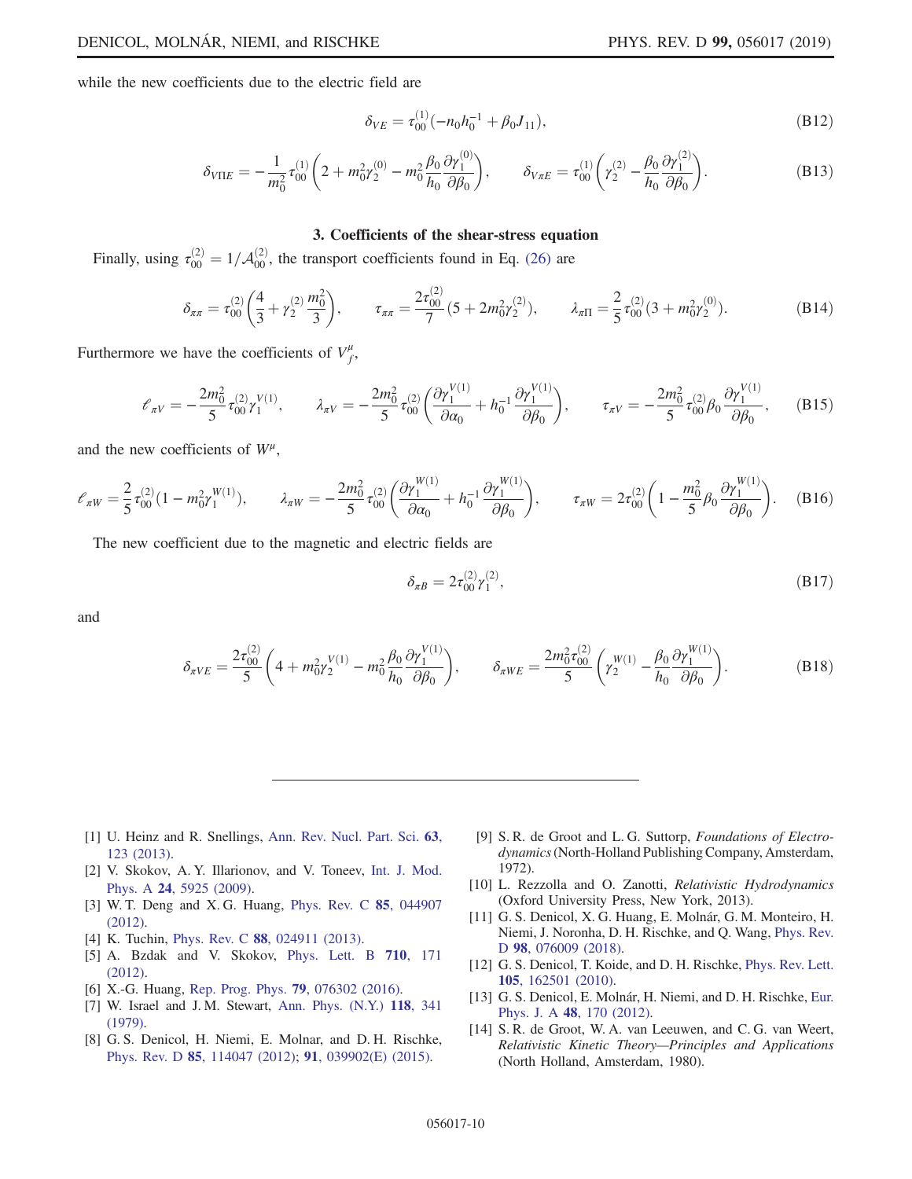while the new coefficients due to the electric field are

$$\delta_{VE} = \tau_{00}^{(1)}(-n_0 h_0^{-1} + \beta_0 J_{11}), \tag{B12}$$

$$\delta_{V\Pi E} = -\frac{1}{m_0^2}\tau_{00}^{(1)}\left(2 + m_0^2\gamma_2^{(0)} - m_0^2\frac{\beta_0}{h_0}\frac{\partial \gamma_1^{(0)}}{\partial \beta_0}\right), \qquad \delta_{V\pi E} = \tau_{00}^{(1)}\left(\gamma_2^{(2)} - \frac{\beta_0}{h_0}\frac{\partial \gamma_1^{(2)}}{\partial \beta_0}\right). \tag{B13}$$

### 3. Coefficients of the shear-stress equation

Finally, using $\tau_{00}^{(2)} = 1/\mathcal{A}_{00}^{(2)}$, the transport coefficients found in Eq. (26) are

$$\delta_{\pi\pi} = \tau_{00}^{(2)}\left(\frac{4}{3} + \gamma_2^{(2)}\frac{m_0^2}{3}\right), \qquad \tau_{\pi\pi} = \frac{2\tau_{00}^{(2)}}{7}(5 + 2m_0^2\gamma_2^{(2)}), \qquad \lambda_{\pi\Pi} = \frac{2}{5}\tau_{00}^{(2)}(3 + m_0^2\gamma_2^{(0)}). \tag{B14}$$

Furthermore we have the coefficients of $V_f^\mu$,

$$\ell_{\pi V} = -\frac{2m_0^2}{5}\tau_{00}^{(2)}\gamma_1^{V(1)}, \qquad \lambda_{\pi V} = -\frac{2m_0^2}{5}\tau_{00}^{(2)}\left(\frac{\partial \gamma_1^{V(1)}}{\partial \alpha_0} + h_0^{-1}\frac{\partial \gamma_1^{V(1)}}{\partial \beta_0}\right), \qquad \tau_{\pi V} = -\frac{2m_0^2}{5}\tau_{00}^{(2)}\beta_0\frac{\partial \gamma_1^{V(1)}}{\partial \beta_0}, \tag{B15}$$

and the new coefficients of $W^\mu$,

$$\ell_{\pi W} = \frac{2}{5}\tau_{00}^{(2)}(1 - m_0^2\gamma_1^{W(1)}), \qquad \lambda_{\pi W} = -\frac{2m_0^2}{5}\tau_{00}^{(2)}\left(\frac{\partial \gamma_1^{W(1)}}{\partial \alpha_0} + h_0^{-1}\frac{\partial \gamma_1^{W(1)}}{\partial \beta_0}\right), \qquad \tau_{\pi W} = 2\tau_{00}^{(2)}\left(1 - \frac{m_0^2}{5}\beta_0\frac{\partial \gamma_1^{W(1)}}{\partial \beta_0}\right). \tag{B16}$$

The new coefficient due to the magnetic and electric fields are

$$\delta_{\pi B} = 2\tau_{00}^{(2)}\gamma_1^{(2)}, \tag{B17}$$

and

$$\delta_{\pi VE} = \frac{2\tau_{00}^{(2)}}{5}\left(4 + m_0^2\gamma_2^{V(1)} - m_0^2\frac{\beta_0}{h_0}\frac{\partial \gamma_1^{V(1)}}{\partial \beta_0}\right), \qquad \delta_{\pi WE} = \frac{2m_0^2\tau_{00}^{(2)}}{5}\left(\gamma_2^{W(1)} - \frac{\beta_0}{h_0}\frac{\partial \gamma_1^{W(1)}}{\partial \beta_0}\right). \tag{B18}$$

---

[1] U. Heinz and R. Snellings, Ann. Rev. Nucl. Part. Sci. **63**, 123 (2013).

[2] V. Skokov, A. Y. Illarionov, and V. Toneev, Int. J. Mod. Phys. A **24**, 5925 (2009).

[3] W. T. Deng and X. G. Huang, Phys. Rev. C **85**, 044907 (2012).

[4] K. Tuchin, Phys. Rev. C **88**, 024911 (2013).

[5] A. Bzdak and V. Skokov, Phys. Lett. B **710**, 171 (2012).

[6] X.-G. Huang, Rep. Prog. Phys. **79**, 076302 (2016).

[7] W. Israel and J. M. Stewart, Ann. Phys. (N.Y.) **118**, 341 (1979).

[8] G. S. Denicol, H. Niemi, E. Molnar, and D. H. Rischke, Phys. Rev. D **85**, 114047 (2012); **91**, 039902(E) (2015).

[9] S. R. de Groot and L. G. Suttorp, *Foundations of Electrodynamics* (North-Holland Publishing Company, Amsterdam, 1972).

[10] L. Rezzolla and O. Zanotti, *Relativistic Hydrodynamics* (Oxford University Press, New York, 2013).

[11] G. S. Denicol, X. G. Huang, E. Molnár, G. M. Monteiro, H. Niemi, J. Noronha, D. H. Rischke, and Q. Wang, Phys. Rev. D **98**, 076009 (2018).

[12] G. S. Denicol, T. Koide, and D. H. Rischke, Phys. Rev. Lett. **105**, 162501 (2010).

[13] G. S. Denicol, E. Molnár, H. Niemi, and D. H. Rischke, Eur. Phys. J. A **48**, 170 (2012).

[14] S. R. de Groot, W. A. van Leeuwen, and C. G. van Weert, *Relativistic Kinetic Theory—Principles and Applications* (North Holland, Amsterdam, 1980).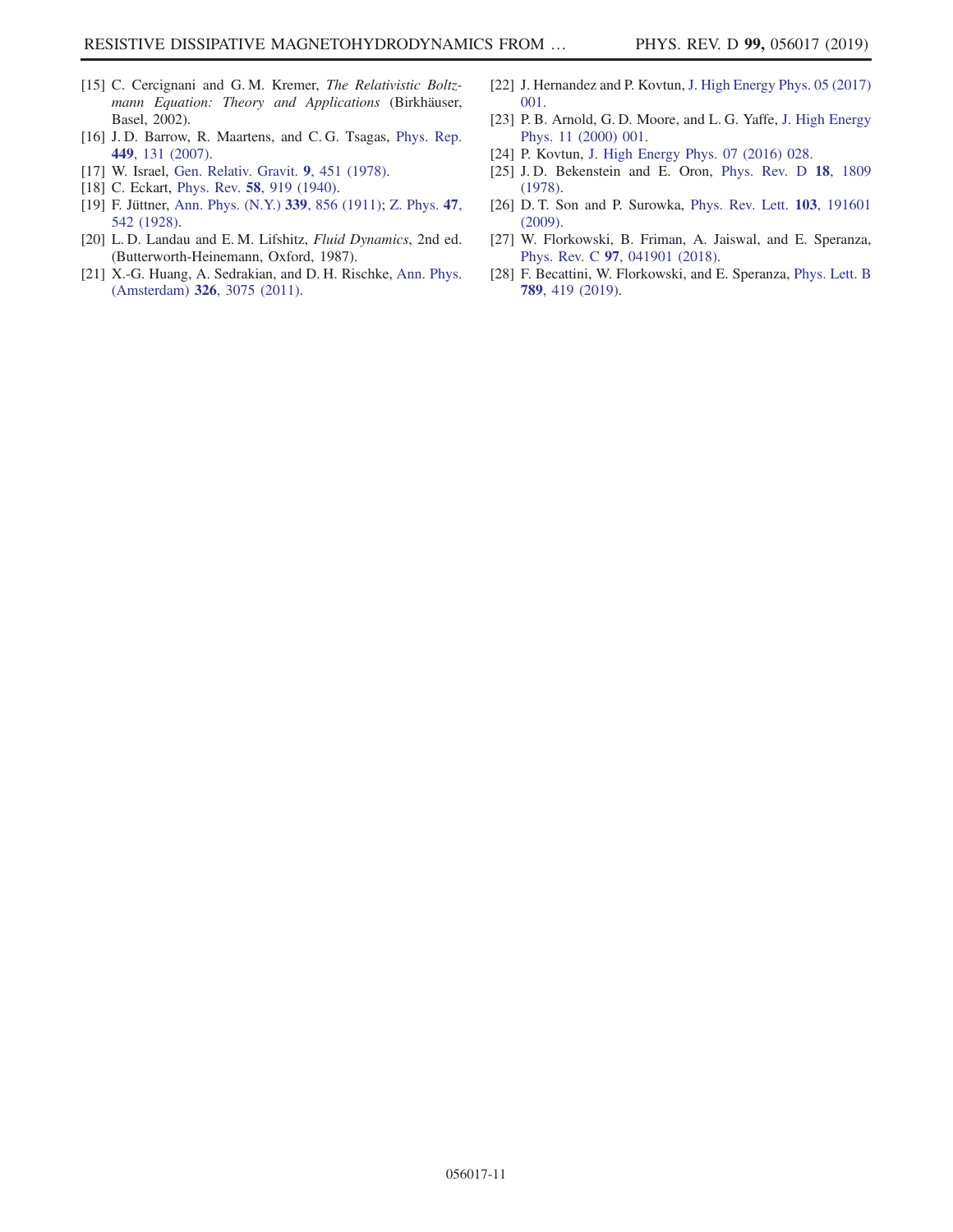[15] C. Cercignani and G. M. Kremer, *The Relativistic Boltzmann Equation: Theory and Applications* (Birkhäuser, Basel, 2002).

[16] J. D. Barrow, R. Maartens, and C. G. Tsagas, Phys. Rep. **449**, 131 (2007).

[17] W. Israel, Gen. Relativ. Gravit. **9**, 451 (1978).

[18] C. Eckart, Phys. Rev. **58**, 919 (1940).

[19] F. Jüttner, Ann. Phys. (N.Y.) **339**, 856 (1911); Z. Phys. **47**, 542 (1928).

[20] L. D. Landau and E. M. Lifshitz, *Fluid Dynamics*, 2nd ed. (Butterworth-Heinemann, Oxford, 1987).

[21] X.-G. Huang, A. Sedrakian, and D. H. Rischke, Ann. Phys. (Amsterdam) **326**, 3075 (2011).

[22] J. Hernandez and P. Kovtun, J. High Energy Phys. 05 (2017) 001.

[23] P. B. Arnold, G. D. Moore, and L. G. Yaffe, J. High Energy Phys. 11 (2000) 001.

[24] P. Kovtun, J. High Energy Phys. 07 (2016) 028.

[25] J. D. Bekenstein and E. Oron, Phys. Rev. D **18**, 1809 (1978).

[26] D. T. Son and P. Surowka, Phys. Rev. Lett. **103**, 191601 (2009).

[27] W. Florkowski, B. Friman, A. Jaiswal, and E. Speranza, Phys. Rev. C **97**, 041901 (2018).

[28] F. Becattini, W. Florkowski, and E. Speranza, Phys. Lett. B **789**, 419 (2019).